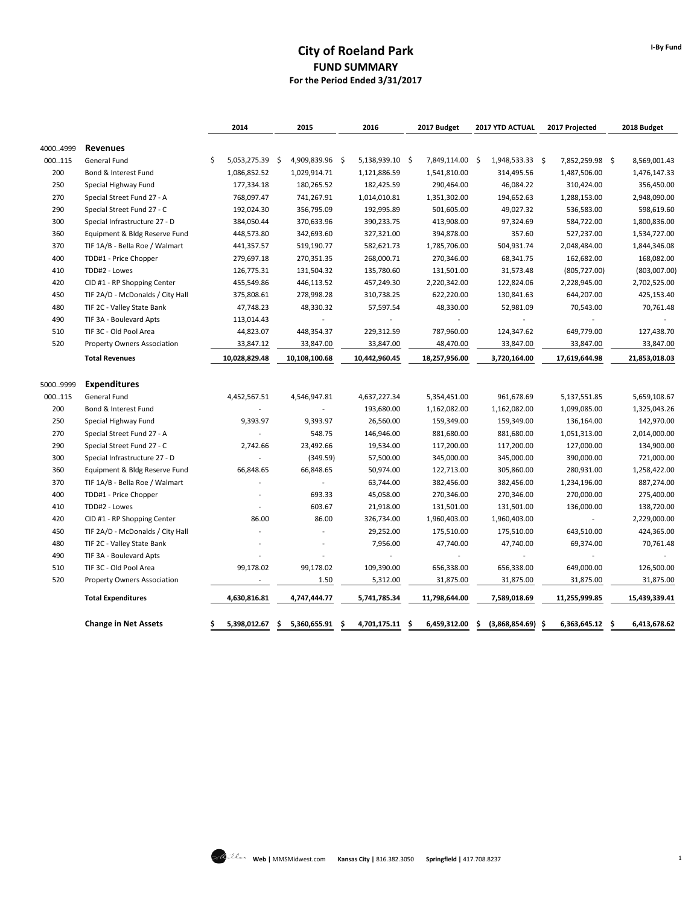# City of Roeland Park

## FUND SUMMARY

### For the Period Ended 3/31/2017

I-By Fund

| | | 2014 | 2015 | 2016 | 2017 Budget | 2017 YTD ACTUAL | 2017 Projected | 2018 Budget |
|---|---|---|---|---|---|---|---|---|
| 4000..4999 | **Revenues** | | | | | | | |
| 000..115 | General Fund | $ 5,053,275.39 | $ 4,909,839.96 | $ 5,138,939.10 | $ 7,849,114.00 | $ 1,948,533.33 | $ 7,852,259.98 | $ 8,569,001.43 |
| 200 | Bond & Interest Fund | 1,086,852.52 | 1,029,914.71 | 1,121,886.59 | 1,541,810.00 | 314,495.56 | 1,487,506.00 | 1,476,147.33 |
| 250 | Special Highway Fund | 177,334.18 | 180,265.52 | 182,425.59 | 290,464.00 | 46,084.22 | 310,424.00 | 356,450.00 |
| 270 | Special Street Fund 27 - A | 768,097.47 | 741,267.91 | 1,014,010.81 | 1,351,302.00 | 194,652.63 | 1,288,153.00 | 2,948,090.00 |
| 290 | Special Street Fund 27 - C | 192,024.30 | 356,795.09 | 192,995.89 | 501,605.00 | 49,027.32 | 536,583.00 | 598,619.60 |
| 300 | Special Infrastructure 27 - D | 384,050.44 | 370,633.96 | 390,233.75 | 413,908.00 | 97,324.69 | 584,722.00 | 1,800,836.00 |
| 360 | Equipment & Bldg Reserve Fund | 448,573.80 | 342,693.60 | 327,321.00 | 394,878.00 | 357.60 | 527,237.00 | 1,534,727.00 |
| 370 | TIF 1A/B - Bella Roe / Walmart | 441,357.57 | 519,190.77 | 582,621.73 | 1,785,706.00 | 504,931.74 | 2,048,484.00 | 1,844,346.08 |
| 400 | TDD#1 - Price Chopper | 279,697.18 | 270,351.35 | 268,000.71 | 270,346.00 | 68,341.75 | 162,682.00 | 168,082.00 |
| 410 | TDD#2 - Lowes | 126,775.31 | 131,504.32 | 135,780.60 | 131,501.00 | 31,573.48 | (805,727.00) | (803,007.00) |
| 420 | CID #1 - RP Shopping Center | 455,549.86 | 446,113.52 | 457,249.30 | 2,220,342.00 | 122,824.06 | 2,228,945.00 | 2,702,525.00 |
| 450 | TIF 2A/D - McDonalds / City Hall | 375,808.61 | 278,998.28 | 310,738.25 | 622,220.00 | 130,841.63 | 644,207.00 | 425,153.40 |
| 480 | TIF 2C - Valley State Bank | 47,748.23 | 48,330.32 | 57,597.54 | 48,330.00 | 52,981.09 | 70,543.00 | 70,761.48 |
| 490 | TIF 3A - Boulevard Apts | 113,014.43 | - | - | - | - | - | - |
| 510 | TIF 3C - Old Pool Area | 44,823.07 | 448,354.37 | 229,312.59 | 787,960.00 | 124,347.62 | 649,779.00 | 127,438.70 |
| 520 | Property Owners Association | 33,847.12 | 33,847.00 | 33,847.00 | 48,470.00 | 33,847.00 | 33,847.00 | 33,847.00 |
| | **Total Revenues** | **10,028,829.48** | **10,108,100.68** | **10,442,960.45** | **18,257,956.00** | **3,720,164.00** | **17,619,644.98** | **21,853,018.03** |
| 5000..9999 | **Expenditures** | | | | | | | |
| 000..115 | General Fund | 4,452,567.51 | 4,546,947.81 | 4,637,227.34 | 5,354,451.00 | 961,678.69 | 5,137,551.85 | 5,659,108.67 |
| 200 | Bond & Interest Fund | - | - | 193,680.00 | 1,162,082.00 | 1,162,082.00 | 1,099,085.00 | 1,325,043.26 |
| 250 | Special Highway Fund | 9,393.97 | 9,393.97 | 26,560.00 | 159,349.00 | 159,349.00 | 136,164.00 | 142,970.00 |
| 270 | Special Street Fund 27 - A | - | 548.75 | 146,946.00 | 881,680.00 | 881,680.00 | 1,051,313.00 | 2,014,000.00 |
| 290 | Special Street Fund 27 - C | 2,742.66 | 23,492.66 | 19,534.00 | 117,200.00 | 117,200.00 | 127,000.00 | 134,900.00 |
| 300 | Special Infrastructure 27 - D | - | (349.59) | 57,500.00 | 345,000.00 | 345,000.00 | 390,000.00 | 721,000.00 |
| 360 | Equipment & Bldg Reserve Fund | 66,848.65 | 66,848.65 | 50,974.00 | 122,713.00 | 305,860.00 | 280,931.00 | 1,258,422.00 |
| 370 | TIF 1A/B - Bella Roe / Walmart | - | - | 63,744.00 | 382,456.00 | 382,456.00 | 1,234,196.00 | 887,274.00 |
| 400 | TDD#1 - Price Chopper | - | 693.33 | 45,058.00 | 270,346.00 | 270,346.00 | 270,000.00 | 275,400.00 |
| 410 | TDD#2 - Lowes | - | 603.67 | 21,918.00 | 131,501.00 | 131,501.00 | 136,000.00 | 138,720.00 |
| 420 | CID #1 - RP Shopping Center | 86.00 | 86.00 | 326,734.00 | 1,960,403.00 | 1,960,403.00 | - | 2,229,000.00 |
| 450 | TIF 2A/D - McDonalds / City Hall | - | - | 29,252.00 | 175,510.00 | 175,510.00 | 643,510.00 | 424,365.00 |
| 480 | TIF 2C - Valley State Bank | - | - | 7,956.00 | 47,740.00 | 47,740.00 | 69,374.00 | 70,761.48 |
| 490 | TIF 3A - Boulevard Apts | - | - | - | - | - | - | - |
| 510 | TIF 3C - Old Pool Area | 99,178.02 | 99,178.02 | 109,390.00 | 656,338.00 | 656,338.00 | 649,000.00 | 126,500.00 |
| 520 | Property Owners Association | - | 1.50 | 5,312.00 | 31,875.00 | 31,875.00 | 31,875.00 | 31,875.00 |
| | **Total Expenditures** | **4,630,816.81** | **4,747,444.77** | **5,741,785.34** | **11,798,644.00** | **7,589,018.69** | **11,255,999.85** | **15,439,339.41** |
| | **Change in Net Assets** | **$ 5,398,012.67** | **$ 5,360,655.91** | **$ 4,701,175.11** | **$ 6,459,312.00** | **$ (3,868,854.69)** | **$ 6,363,645.12** | **$ 6,413,678.62** |

Web | MMSMidwest.com Kansas City | 816.382.3050 Springfield | 417.708.8237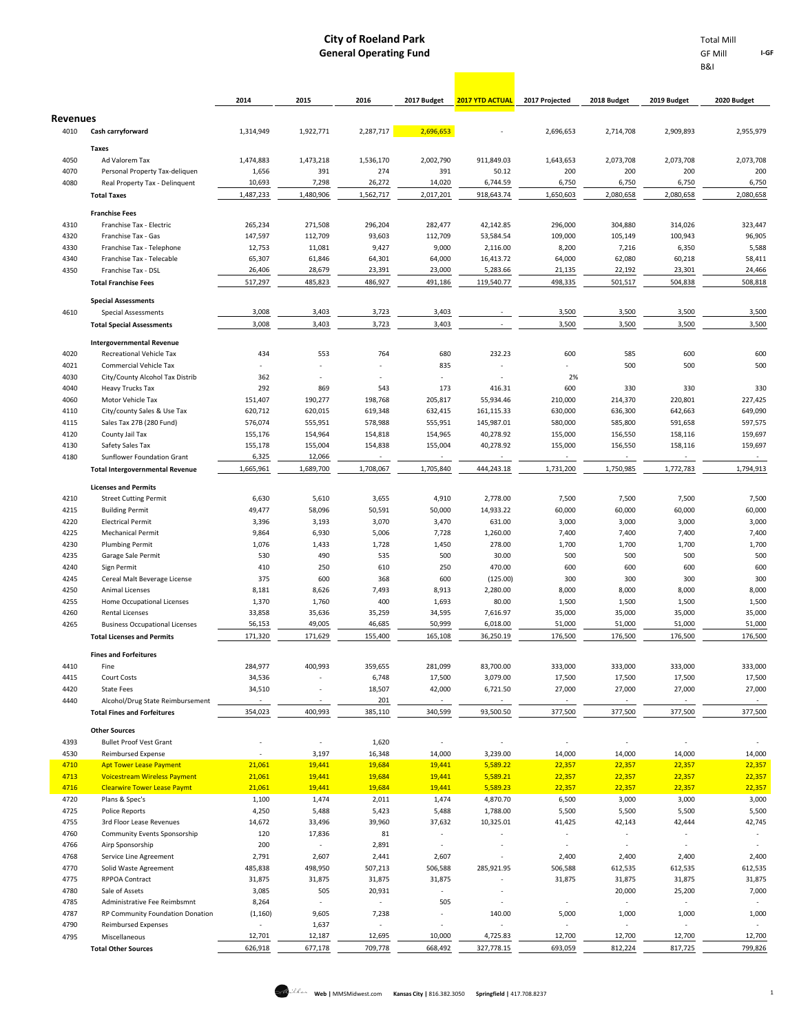# City of Roeland Park
## General Operating Fund

Total Mill
GF Mill I-GF
B&I

| | | 2014 | 2015 | 2016 | 2017 Budget | 2017 YTD ACTUAL | 2017 Projected | 2018 Budget | 2019 Budget | 2020 Budget |
|---|---|---|---|---|---|---|---|---|---|---|
| **Revenues** | | | | | | | | | | |
| 4010 | Cash carryforward | 1,314,949 | 1,922,771 | 2,287,717 | 2,696,653 | - | 2,696,653 | 2,714,708 | 2,909,893 | 2,955,979 |
| | **Taxes** | | | | | | | | | |
| 4050 | Ad Valorem Tax | 1,474,883 | 1,473,218 | 1,536,170 | 2,002,790 | 911,849.03 | 1,643,653 | 2,073,708 | 2,073,708 | 2,073,708 |
| 4070 | Personal Property Tax-deliquen | 1,656 | 391 | 274 | 391 | 50.12 | 200 | 200 | 200 | 200 |
| 4080 | Real Property Tax - Delinquent | 10,693 | 7,298 | 26,272 | 14,020 | 6,744.59 | 6,750 | 6,750 | 6,750 | 6,750 |
| | **Total Taxes** | 1,487,233 | 1,480,906 | 1,562,717 | 2,017,201 | 918,643.74 | 1,650,603 | 2,080,658 | 2,080,658 | 2,080,658 |
| | **Franchise Fees** | | | | | | | | | |
| 4310 | Franchise Tax - Electric | 265,234 | 271,508 | 296,204 | 282,477 | 42,142.85 | 296,000 | 304,880 | 314,026 | 323,447 |
| 4320 | Franchise Tax - Gas | 147,597 | 112,709 | 93,603 | 112,709 | 53,584.54 | 109,000 | 105,149 | 100,943 | 96,905 |
| 4330 | Franchise Tax - Telephone | 12,753 | 11,081 | 9,427 | 9,000 | 2,116.00 | 8,200 | 7,216 | 6,350 | 5,588 |
| 4340 | Franchise Tax - Telecable | 65,307 | 61,846 | 64,301 | 64,000 | 16,413.72 | 64,000 | 62,080 | 60,218 | 58,411 |
| 4350 | Franchise Tax - DSL | 26,406 | 28,679 | 23,391 | 23,000 | 5,283.66 | 21,135 | 22,192 | 23,301 | 24,466 |
| | **Total Franchise Fees** | 517,297 | 485,823 | 486,927 | 491,186 | 119,540.77 | 498,335 | 501,517 | 504,838 | 508,818 |
| | **Special Assessments** | | | | | | | | | |
| 4610 | Special Assessments | 3,008 | 3,403 | 3,723 | 3,403 | - | 3,500 | 3,500 | 3,500 | 3,500 |
| | **Total Special Assessments** | 3,008 | 3,403 | 3,723 | 3,403 | - | 3,500 | 3,500 | 3,500 | 3,500 |
| | **Intergovernmental Revenue** | | | | | | | | | |
| 4020 | Recreational Vehicle Tax | 434 | 553 | 764 | 680 | 232.23 | 600 | 585 | 600 | 600 |
| 4021 | Commercial Vehicle Tax | - | - | - | 835 | - | - | 500 | 500 | 500 |
| 4030 | City/County Alcohol Tax Distrib | 362 | - | - | - | - | 2% | | | |
| 4040 | Heavy Trucks Tax | 292 | 869 | 543 | 173 | 416.31 | 600 | 330 | 330 | 330 |
| 4060 | Motor Vehicle Tax | 151,407 | 190,277 | 198,768 | 205,817 | 55,934.46 | 210,000 | 214,370 | 220,801 | 227,425 |
| 4110 | City/county Sales & Use Tax | 620,712 | 620,015 | 619,348 | 632,415 | 161,115.33 | 630,000 | 636,300 | 642,663 | 649,090 |
| 4115 | Sales Tax 27B (280 Fund) | 576,074 | 555,951 | 578,988 | 555,951 | 145,987.01 | 580,000 | 585,800 | 591,658 | 597,575 |
| 4120 | County Jail Tax | 155,176 | 154,964 | 154,818 | 154,965 | 40,278.92 | 155,000 | 156,550 | 158,116 | 159,697 |
| 4130 | Safety Sales Tax | 155,178 | 155,004 | 154,838 | 155,004 | 40,278.92 | 155,000 | 156,550 | 158,116 | 159,697 |
| 4180 | Sunflower Foundation Grant | 6,325 | 12,066 | - | - | - | - | - | - | - |
| | **Total Intergovernmental Revenue** | 1,665,961 | 1,689,700 | 1,708,067 | 1,705,840 | 444,243.18 | 1,731,200 | 1,750,985 | 1,772,783 | 1,794,913 |
| | **Licenses and Permits** | | | | | | | | | |
| 4210 | Street Cutting Permit | 6,630 | 5,610 | 3,655 | 4,910 | 2,778.00 | 7,500 | 7,500 | 7,500 | 7,500 |
| 4215 | Building Permit | 49,477 | 58,096 | 50,591 | 50,000 | 14,933.22 | 60,000 | 60,000 | 60,000 | 60,000 |
| 4220 | Electrical Permit | 3,396 | 3,193 | 3,070 | 3,470 | 631.00 | 3,000 | 3,000 | 3,000 | 3,000 |
| 4225 | Mechanical Permit | 9,864 | 6,930 | 5,006 | 7,728 | 1,260.00 | 7,400 | 7,400 | 7,400 | 7,400 |
| 4230 | Plumbing Permit | 1,076 | 1,433 | 1,728 | 1,450 | 278.00 | 1,700 | 1,700 | 1,700 | 1,700 |
| 4235 | Garage Sale Permit | 530 | 490 | 535 | 500 | 30.00 | 500 | 500 | 500 | 500 |
| 4240 | Sign Permit | 410 | 250 | 610 | 250 | 470.00 | 600 | 600 | 600 | 600 |
| 4245 | Cereal Malt Beverage License | 375 | 600 | 368 | 600 | (125.00) | 300 | 300 | 300 | 300 |
| 4250 | Animal Licenses | 8,181 | 8,626 | 7,493 | 8,913 | 2,280.00 | 8,000 | 8,000 | 8,000 | 8,000 |
| 4255 | Home Occupational Licenses | 1,370 | 1,760 | 400 | 1,693 | 80.00 | 1,500 | 1,500 | 1,500 | 1,500 |
| 4260 | Rental Licenses | 33,858 | 35,636 | 35,259 | 34,595 | 7,616.97 | 35,000 | 35,000 | 35,000 | 35,000 |
| 4265 | Business Occupational Licenses | 56,153 | 49,005 | 46,685 | 50,999 | 6,018.00 | 51,000 | 51,000 | 51,000 | 51,000 |
| | **Total Licenses and Permits** | 171,320 | 171,629 | 155,400 | 165,108 | 36,250.19 | 176,500 | 176,500 | 176,500 | 176,500 |
| | **Fines and Forfeitures** | | | | | | | | | |
| 4410 | Fine | 284,977 | 400,993 | 359,655 | 281,099 | 83,700.00 | 333,000 | 333,000 | 333,000 | 333,000 |
| 4415 | Court Costs | 34,536 | - | 6,748 | 17,500 | 3,079.00 | 17,500 | 17,500 | 17,500 | 17,500 |
| 4420 | State Fees | 34,510 | - | 18,507 | 42,000 | 6,721.50 | 27,000 | 27,000 | 27,000 | 27,000 |
| 4440 | Alcohol/Drug State Reimbursement | - | - | 201 | - | - | - | - | - | - |
| | **Total Fines and Forfeitures** | 354,023 | 400,993 | 385,110 | 340,599 | 93,500.50 | 377,500 | 377,500 | 377,500 | 377,500 |
| | **Other Sources** | | | | | | | | | |
| 4393 | Bullet Proof Vest Grant | - | - | 1,620 | - | - | - | - | - | - |
| 4530 | Reimbursed Expense | - | 3,197 | 16,348 | 14,000 | 3,239.00 | 14,000 | 14,000 | 14,000 | 14,000 |
| 4710 | Apt Tower Lease Payment | 21,061 | 19,441 | 19,684 | 19,441 | 5,589.22 | 22,357 | 22,357 | 22,357 | 22,357 |
| 4713 | Voicestream Wireless Payment | 21,061 | 19,441 | 19,684 | 19,441 | 5,589.21 | 22,357 | 22,357 | 22,357 | 22,357 |
| 4716 | Clearwire Tower Lease Paymt | 21,061 | 19,441 | 19,684 | 19,441 | 5,589.23 | 22,357 | 22,357 | 22,357 | 22,357 |
| 4720 | Plans & Spec's | 1,100 | 1,474 | 2,011 | 1,474 | 4,870.70 | 6,500 | 3,000 | 3,000 | 3,000 |
| 4725 | Police Reports | 4,250 | 5,488 | 5,423 | 5,488 | 1,788.00 | 5,500 | 5,500 | 5,500 | 5,500 |
| 4755 | 3rd Floor Lease Revenues | 14,672 | 33,496 | 39,960 | 37,632 | 10,325.01 | 41,425 | 42,143 | 42,444 | 42,745 |
| 4760 | Community Events Sponsorship | 120 | 17,836 | 81 | - | - | - | - | - | - |
| 4766 | Airp Sponsorship | 200 | - | 2,891 | - | - | - | - | - | - |
| 4768 | Service Line Agreement | 2,791 | 2,607 | 2,441 | 2,607 | - | 2,400 | 2,400 | 2,400 | 2,400 |
| 4770 | Solid Waste Agreement | 485,838 | 498,950 | 507,213 | 506,588 | 285,921.95 | 506,588 | 612,535 | 612,535 | 612,535 |
| 4775 | RPPOA Contract | 31,875 | 31,875 | 31,875 | 31,875 | - | 31,875 | 31,875 | 31,875 | 31,875 |
| 4780 | Sale of Assets | 3,085 | 505 | 20,931 | - | - | | 20,000 | 25,200 | 7,000 |
| 4785 | Administrative Fee Reimbsmnt | 8,264 | - | - | 505 | - | - | - | - | - |
| 4787 | RP Community Foundation Donation | (1,160) | 9,605 | 7,238 | - | 140.00 | 5,000 | 1,000 | 1,000 | 1,000 |
| 4790 | Reimbursed Expenses | - | 1,637 | - | - | - | - | - | - | - |
| 4795 | Miscellaneous | 12,701 | 12,187 | 12,695 | 10,000 | 4,725.83 | 12,700 | 12,700 | 12,700 | 12,700 |
| | **Total Other Sources** | 626,918 | 677,178 | 709,778 | 668,492 | 327,778.15 | 693,059 | 812,224 | 817,725 | 799,826 |

Web | MMSMidwest.com Kansas City | 816.382.3050 Springfield | 417.708.8237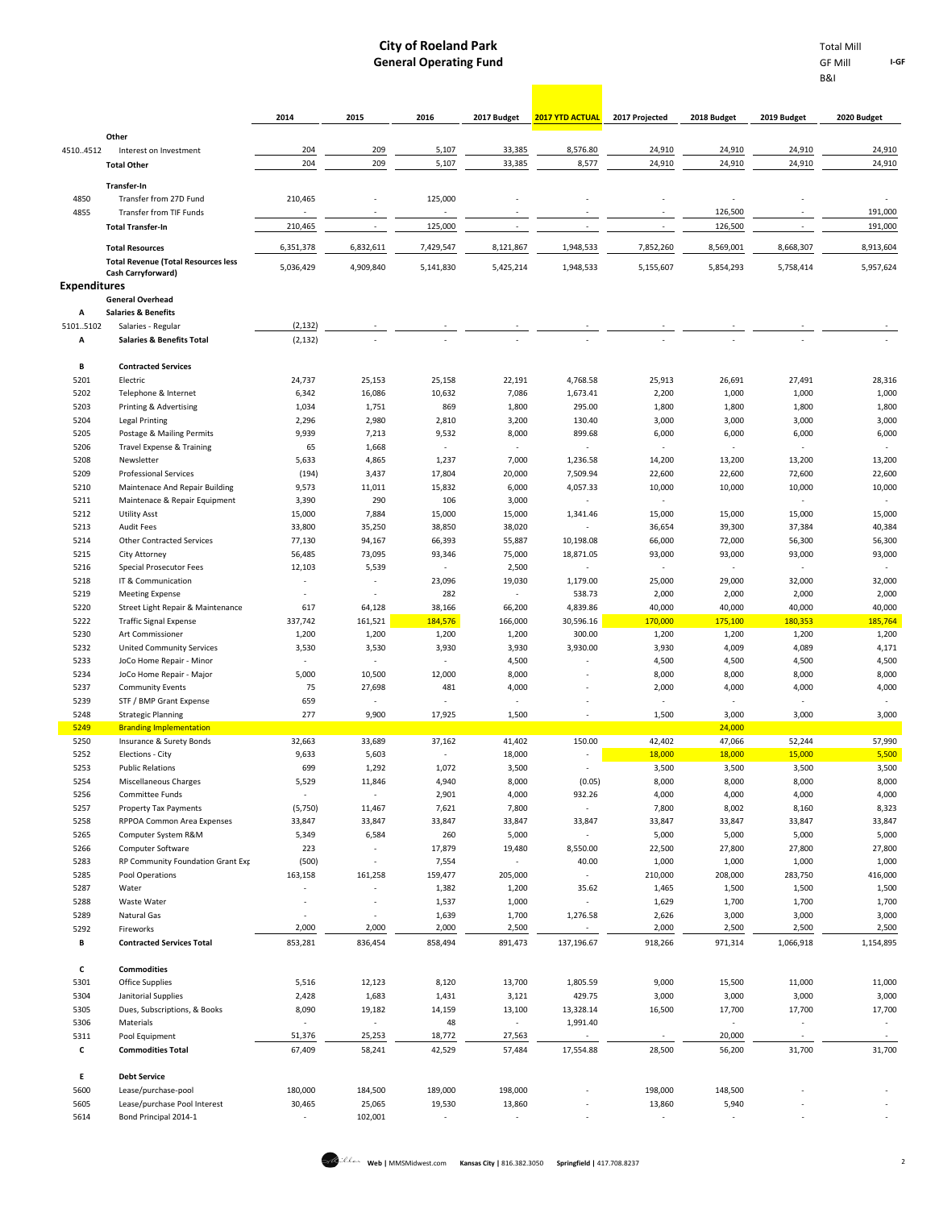# City of Roeland Park
## General Operating Fund

Total Mill
GF Mill — I-GF
B&I

| | | 2014 | 2015 | 2016 | 2017 Budget | 2017 YTD ACTUAL | 2017 Projected | 2018 Budget | 2019 Budget | 2020 Budget |
|---|---|---|---|---|---|---|---|---|---|---|
| | **Other** | | | | | | | | | |
| 4510..4512 | Interest on Investment | 204 | 209 | 5,107 | 33,385 | 8,576.80 | 24,910 | 24,910 | 24,910 | 24,910 |
| | **Total Other** | 204 | 209 | 5,107 | 33,385 | 8,577 | 24,910 | 24,910 | 24,910 | 24,910 |
| | **Transfer-In** | | | | | | | | | |
| 4850 | Transfer from 27D Fund | 210,465 | - | 125,000 | - | - | - | - | - | - |
| 4855 | Transfer from TIF Funds | - | - | - | - | - | - | 126,500 | - | 191,000 |
| | **Total Transfer-In** | 210,465 | - | 125,000 | - | - | - | 126,500 | - | 191,000 |
| | **Total Resources** | 6,351,378 | 6,832,611 | 7,429,547 | 8,121,867 | 1,948,533 | 7,852,260 | 8,569,001 | 8,668,307 | 8,913,604 |
| | **Total Revenue (Total Resources less Cash Carryforward)** | 5,036,429 | 4,909,840 | 5,141,830 | 5,425,214 | 1,948,533 | 5,155,607 | 5,854,293 | 5,758,414 | 5,957,624 |
| **Expenditures** | | | | | | | | | | |
| | **General Overhead** | | | | | | | | | |
| **A** | **Salaries & Benefits** | | | | | | | | | |
| 5101..5102 | Salaries - Regular | (2,132) | - | - | - | - | - | - | - | - |
| **A** | **Salaries & Benefits Total** | (2,132) | - | - | - | - | - | - | - | - |
| **B** | **Contracted Services** | | | | | | | | | |
| 5201 | Electric | 24,737 | 25,153 | 25,158 | 22,191 | 4,768.58 | 25,913 | 26,691 | 27,491 | 28,316 |
| 5202 | Telephone & Internet | 6,342 | 16,086 | 10,632 | 7,086 | 1,673.41 | 2,200 | 1,000 | 1,000 | 1,000 |
| 5203 | Printing & Advertising | 1,034 | 1,751 | 869 | 1,800 | 295.00 | 1,800 | 1,800 | 1,800 | 1,800 |
| 5204 | Legal Printing | 2,296 | 2,980 | 2,810 | 3,200 | 130.40 | 3,000 | 3,000 | 3,000 | 3,000 |
| 5205 | Postage & Mailing Permits | 9,939 | 7,213 | 9,532 | 8,000 | 899.68 | 6,000 | 6,000 | 6,000 | 6,000 |
| 5206 | Travel Expense & Training | 65 | 1,668 | - | - | - | - | - | - | - |
| 5208 | Newsletter | 5,633 | 4,865 | 1,237 | 7,000 | 1,236.58 | 14,200 | 13,200 | 13,200 | 13,200 |
| 5209 | Professional Services | (194) | 3,437 | 17,804 | 20,000 | 7,509.94 | 22,600 | 22,600 | 72,600 | 22,600 |
| 5210 | Maintenace And Repair Building | 9,573 | 11,011 | 15,832 | 6,000 | 4,057.33 | 10,000 | 10,000 | 10,000 | 10,000 |
| 5211 | Maintenace & Repair Equipment | 3,390 | 290 | 106 | 3,000 | - | - | | - | - |
| 5212 | Utility Asst | 15,000 | 7,884 | 15,000 | 15,000 | 1,341.46 | 15,000 | 15,000 | 15,000 | 15,000 |
| 5213 | Audit Fees | 33,800 | 35,250 | 38,850 | 38,020 | - | 36,654 | 39,300 | 37,384 | 40,384 |
| 5214 | Other Contracted Services | 77,130 | 94,167 | 66,393 | 55,887 | 10,198.08 | 66,000 | 72,000 | 56,300 | 56,300 |
| 5215 | City Attorney | 56,485 | 73,095 | 93,346 | 75,000 | 18,871.05 | 93,000 | 93,000 | 93,000 | 93,000 |
| 5216 | Special Prosecutor Fees | 12,103 | 5,539 | - | 2,500 | - | - | - | - | - |
| 5218 | IT & Communication | - | - | 23,096 | 19,030 | 1,179.00 | 25,000 | 29,000 | 32,000 | 32,000 |
| 5219 | Meeting Expense | - | - | 282 | - | 538.73 | 2,000 | 2,000 | 2,000 | 2,000 |
| 5220 | Street Light Repair & Maintenance | 617 | 64,128 | 38,166 | 66,200 | 4,839.86 | 40,000 | 40,000 | 40,000 | 40,000 |
| 5222 | Traffic Signal Expense | 337,742 | 161,521 | 184,576 | 166,000 | 30,596.16 | 170,000 | 175,100 | 180,353 | 185,764 |
| 5230 | Art Commissioner | 1,200 | 1,200 | 1,200 | 1,200 | 300.00 | 1,200 | 1,200 | 1,200 | 1,200 |
| 5232 | United Community Services | 3,530 | 3,530 | 3,930 | 3,930 | 3,930.00 | 3,930 | 4,009 | 4,089 | 4,171 |
| 5233 | JoCo Home Repair - Minor | - | - | - | 4,500 | - | 4,500 | 4,500 | 4,500 | 4,500 |
| 5234 | JoCo Home Repair - Major | 5,000 | 10,500 | 12,000 | 8,000 | - | 8,000 | 8,000 | 8,000 | 8,000 |
| 5237 | Community Events | 75 | 27,698 | 481 | 4,000 | - | 2,000 | 4,000 | 4,000 | 4,000 |
| 5239 | STF / BMP Grant Expense | 659 | - | - | - | - | - | - | - | - |
| 5248 | Strategic Planning | 277 | 9,900 | 17,925 | 1,500 | - | 1,500 | 3,000 | 3,000 | 3,000 |
| 5249 | Branding Implementation | | | | | | | 24,000 | | |
| 5250 | Insurance & Surety Bonds | 32,663 | 33,689 | 37,162 | 41,402 | 150.00 | 42,402 | 47,066 | 52,244 | 57,990 |
| 5252 | Elections - City | 9,633 | 5,603 | - | 18,000 | - | 18,000 | 18,000 | 15,000 | 5,500 |
| 5253 | Public Relations | 699 | 1,292 | 1,072 | 3,500 | - | 3,500 | 3,500 | 3,500 | 3,500 |
| 5254 | Miscellaneous Charges | 5,529 | 11,846 | 4,940 | 8,000 | (0.05) | 8,000 | 8,000 | 8,000 | 8,000 |
| 5256 | Committee Funds | - | - | 2,901 | 4,000 | 932.26 | 4,000 | 4,000 | 4,000 | 4,000 |
| 5257 | Property Tax Payments | (5,750) | 11,467 | 7,621 | 7,800 | - | 7,800 | 8,002 | 8,160 | 8,323 |
| 5258 | RPPOA Common Area Expenses | 33,847 | 33,847 | 33,847 | 33,847 | 33,847 | 33,847 | 33,847 | 33,847 | 33,847 |
| 5265 | Computer System R&M | 5,349 | 6,584 | 260 | 5,000 | - | 5,000 | 5,000 | 5,000 | 5,000 |
| 5266 | Computer Software | 223 | - | 17,879 | 19,480 | 8,550.00 | 22,500 | 27,800 | 27,800 | 27,800 |
| 5283 | RP Community Foundation Grant Exp | (500) | - | 7,554 | - | 40.00 | 1,000 | 1,000 | 1,000 | 1,000 |
| 5285 | Pool Operations | 163,158 | 161,258 | 159,477 | 205,000 | - | 210,000 | 208,000 | 283,750 | 416,000 |
| 5287 | Water | - | - | 1,382 | 1,200 | 35.62 | 1,465 | 1,500 | 1,500 | 1,500 |
| 5288 | Waste Water | - | - | 1,537 | 1,000 | - | 1,629 | 1,700 | 1,700 | 1,700 |
| 5289 | Natural Gas | - | - | 1,639 | 1,700 | 1,276.58 | 2,626 | 3,000 | 3,000 | 3,000 |
| 5292 | Fireworks | 2,000 | 2,000 | 2,000 | 2,500 | - | 2,000 | 2,500 | 2,500 | 2,500 |
| **B** | **Contracted Services Total** | 853,281 | 836,454 | 858,494 | 891,473 | 137,196.67 | 918,266 | 971,314 | 1,066,918 | 1,154,895 |
| **C** | **Commodities** | | | | | | | | | |
| 5301 | Office Supplies | 5,516 | 12,123 | 8,120 | 13,700 | 1,805.59 | 9,000 | 15,500 | 11,000 | 11,000 |
| 5304 | Janitorial Supplies | 2,428 | 1,683 | 1,431 | 3,121 | 429.75 | 3,000 | 3,000 | 3,000 | 3,000 |
| 5305 | Dues, Subscriptions, & Books | 8,090 | 19,182 | 14,159 | 13,100 | 13,328.14 | 16,500 | 17,700 | 17,700 | 17,700 |
| 5306 | Materials | - | - | 48 | - | 1,991.40 | | - | - | - |
| 5311 | Pool Equipment | 51,376 | 25,253 | 18,772 | 27,563 | - | - | 20,000 | - | - |
| **C** | **Commodities Total** | 67,409 | 58,241 | 42,529 | 57,484 | 17,554.88 | 28,500 | 56,200 | 31,700 | 31,700 |
| **E** | **Debt Service** | | | | | | | | | |
| 5600 | Lease/purchase-pool | 180,000 | 184,500 | 189,000 | 198,000 | - | 198,000 | 148,500 | - | - |
| 5605 | Lease/purchase Pool Interest | 30,465 | 25,065 | 19,530 | 13,860 | - | 13,860 | 5,940 | - | - |
| 5614 | Bond Principal 2014-1 | - | 102,001 | - | - | - | - | - | - | - |

Web | MMSMidwest.com Kansas City | 816.382.3050 Springfield | 417.708.8237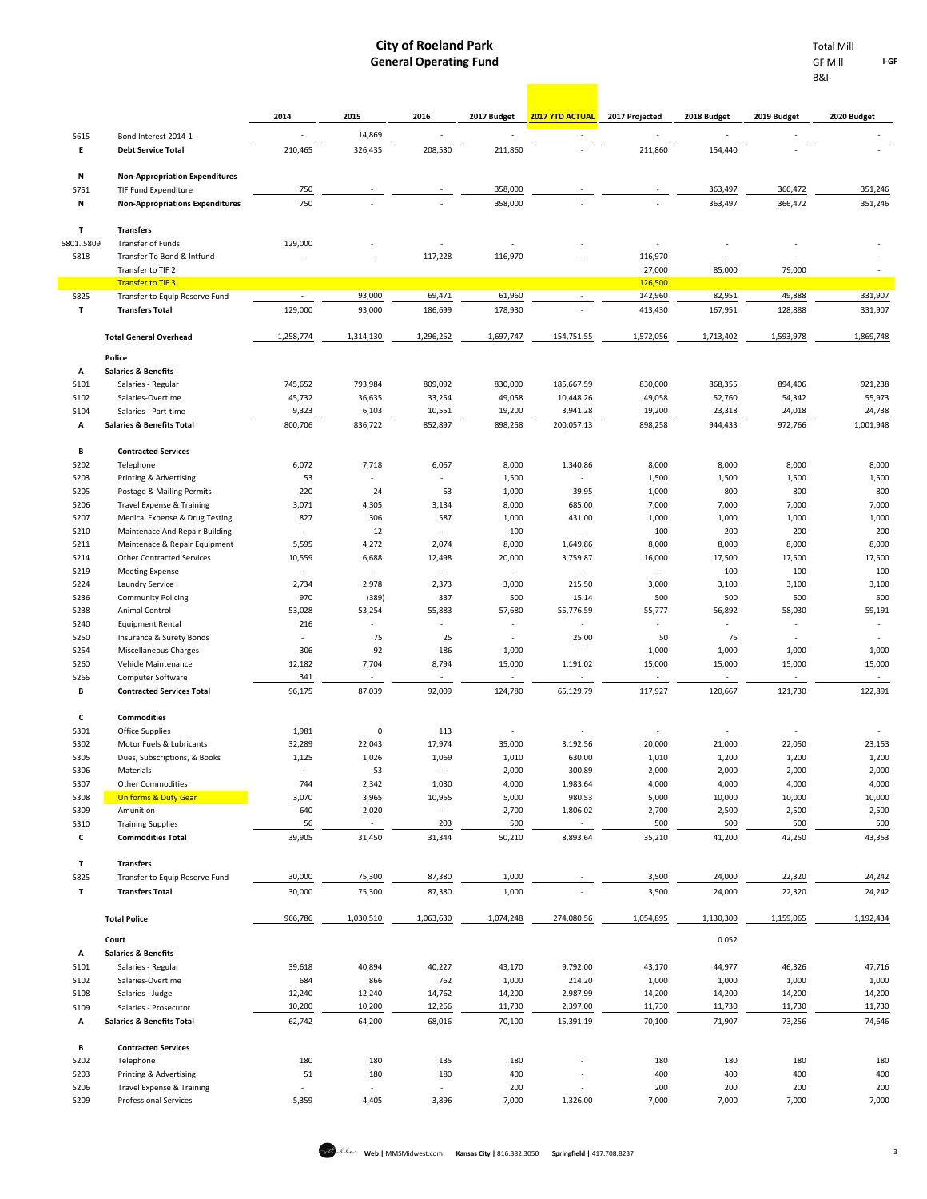# City of Roeland Park
## General Operating Fund

Total Mill
GF Mill **I-GF**
B&I

| | | 2014 | 2015 | 2016 | 2017 Budget | 2017 YTD ACTUAL | 2017 Projected | 2018 Budget | 2019 Budget | 2020 Budget |
|---|---|---|---|---|---|---|---|---|---|---|
| 5615 | Bond Interest 2014-1 | - | 14,869 | - | - | - | - | - | - | - |
| **E** | **Debt Service Total** | 210,465 | 326,435 | 208,530 | 211,860 | - | 211,860 | 154,440 | - | - |
| | | | | | | | | | | |
| **N** | **Non-Appropriation Expenditures** | | | | | | | | | |
| 5751 | TIF Fund Expenditure | 750 | - | - | 358,000 | - | - | 363,497 | 366,472 | 351,246 |
| **N** | **Non-Appropriations Expenditures** | 750 | - | - | 358,000 | - | - | 363,497 | 366,472 | 351,246 |
| | | | | | | | | | | |
| **T** | **Transfers** | | | | | | | | | |
| 5801..5809 | Transfer of Funds | 129,000 | - | - | - | - | - | - | - | - |
| 5818 | Transfer To Bond & Intfund | - | - | 117,228 | 116,970 | - | 116,970 | - | - | - |
| | Transfer to TIF 2 | | | | | | 27,000 | 85,000 | 79,000 | - |
| | Transfer to TIF 3 | | | | | | 126,500 | | | |
| 5825 | Transfer to Equip Reserve Fund | - | 93,000 | 69,471 | 61,960 | - | 142,960 | 82,951 | 49,888 | 331,907 |
| **T** | **Transfers Total** | 129,000 | 93,000 | 186,699 | 178,930 | - | 413,430 | 167,951 | 128,888 | 331,907 |
| | | | | | | | | | | |
| | **Total General Overhead** | 1,258,774 | 1,314,130 | 1,296,252 | 1,697,747 | 154,751.55 | 1,572,056 | 1,713,402 | 1,593,978 | 1,869,748 |
| | | | | | | | | | | |
| | **Police** | | | | | | | | | |
| **A** | **Salaries & Benefits** | | | | | | | | | |
| 5101 | Salaries - Regular | 745,652 | 793,984 | 809,092 | 830,000 | 185,667.59 | 830,000 | 868,355 | 894,406 | 921,238 |
| 5102 | Salaries-Overtime | 45,732 | 36,635 | 33,254 | 49,058 | 10,448.26 | 49,058 | 52,760 | 54,342 | 55,973 |
| 5104 | Salaries - Part-time | 9,323 | 6,103 | 10,551 | 19,200 | 3,941.28 | 19,200 | 23,318 | 24,018 | 24,738 |
| **A** | **Salaries & Benefits Total** | 800,706 | 836,722 | 852,897 | 898,258 | 200,057.13 | 898,258 | 944,433 | 972,766 | 1,001,948 |
| | | | | | | | | | | |
| **B** | **Contracted Services** | | | | | | | | | |
| 5202 | Telephone | 6,072 | 7,718 | 6,067 | 8,000 | 1,340.86 | 8,000 | 8,000 | 8,000 | 8,000 |
| 5203 | Printing & Advertising | 53 | - | - | 1,500 | - | 1,500 | 1,500 | 1,500 | 1,500 |
| 5205 | Postage & Mailing Permits | 220 | 24 | 53 | 1,000 | 39.95 | 1,000 | 800 | 800 | 800 |
| 5206 | Travel Expense & Training | 3,071 | 4,305 | 3,134 | 8,000 | 685.00 | 7,000 | 7,000 | 7,000 | 7,000 |
| 5207 | Medical Expense & Drug Testing | 827 | 306 | 587 | 1,000 | 431.00 | 1,000 | 1,000 | 1,000 | 1,000 |
| 5210 | Maintenace And Repair Building | - | 12 | - | 100 | - | 100 | 200 | 200 | 200 |
| 5211 | Maintenace & Repair Equipment | 5,595 | 4,272 | 2,074 | 8,000 | 1,649.86 | 8,000 | 8,000 | 8,000 | 8,000 |
| 5214 | Other Contracted Services | 10,559 | 6,688 | 12,498 | 20,000 | 3,759.87 | 16,000 | 17,500 | 17,500 | 17,500 |
| 5219 | Meeting Expense | - | - | - | - | - | - | 100 | 100 | 100 |
| 5224 | Laundry Service | 2,734 | 2,978 | 2,373 | 3,000 | 215.50 | 3,000 | 3,100 | 3,100 | 3,100 |
| 5236 | Community Policing | 970 | (389) | 337 | 500 | 15.14 | 500 | 500 | 500 | 500 |
| 5238 | Animal Control | 53,028 | 53,254 | 55,883 | 57,680 | 55,776.59 | 55,777 | 56,892 | 58,030 | 59,191 |
| 5240 | Equipment Rental | 216 | - | - | - | - | - | - | - | - |
| 5250 | Insurance & Surety Bonds | - | 75 | 25 | - | 25.00 | 50 | 75 | - | - |
| 5254 | Miscellaneous Charges | 306 | 92 | 186 | 1,000 | - | 1,000 | 1,000 | 1,000 | 1,000 |
| 5260 | Vehicle Maintenance | 12,182 | 7,704 | 8,794 | 15,000 | 1,191.02 | 15,000 | 15,000 | 15,000 | 15,000 |
| 5266 | Computer Software | 341 | - | - | - | - | - | - | - | - |
| **B** | **Contracted Services Total** | 96,175 | 87,039 | 92,009 | 124,780 | 65,129.79 | 117,927 | 120,667 | 121,730 | 122,891 |
| | | | | | | | | | | |
| **C** | **Commodities** | | | | | | | | | |
| 5301 | Office Supplies | 1,981 | 0 | 113 | - | - | - | - | - | - |
| 5302 | Motor Fuels & Lubricants | 32,289 | 22,043 | 17,974 | 35,000 | 3,192.56 | 20,000 | 21,000 | 22,050 | 23,153 |
| 5305 | Dues, Subscriptions, & Books | 1,125 | 1,026 | 1,069 | 1,010 | 630.00 | 1,010 | 1,200 | 1,200 | 1,200 |
| 5306 | Materials | - | 53 | - | 2,000 | 300.89 | 2,000 | 2,000 | 2,000 | 2,000 |
| 5307 | Other Commodities | 744 | 2,342 | 1,030 | 4,000 | 1,983.64 | 4,000 | 4,000 | 4,000 | 4,000 |
| 5308 | Uniforms & Duty Gear | 3,070 | 3,965 | 10,955 | 5,000 | 980.53 | 5,000 | 10,000 | 10,000 | 10,000 |
| 5309 | Amunition | 640 | 2,020 | - | 2,700 | 1,806.02 | 2,700 | 2,500 | 2,500 | 2,500 |
| 5310 | Training Supplies | 56 | - | 203 | 500 | - | 500 | 500 | 500 | 500 |
| **C** | **Commodities Total** | 39,905 | 31,450 | 31,344 | 50,210 | 8,893.64 | 35,210 | 41,200 | 42,250 | 43,353 |
| | | | | | | | | | | |
| **T** | **Transfers** | | | | | | | | | |
| 5825 | Transfer to Equip Reserve Fund | 30,000 | 75,300 | 87,380 | 1,000 | - | 3,500 | 24,000 | 22,320 | 24,242 |
| **T** | **Transfers Total** | 30,000 | 75,300 | 87,380 | 1,000 | - | 3,500 | 24,000 | 22,320 | 24,242 |
| | | | | | | | | | | |
| | **Total Police** | 966,786 | 1,030,510 | 1,063,630 | 1,074,248 | 274,080.56 | 1,054,895 | 1,130,300 | 1,159,065 | 1,192,434 |
| | | | | | | | | | | |
| | **Court** | | | | | | | 0.052 | | |
| **A** | **Salaries & Benefits** | | | | | | | | | |
| 5101 | Salaries - Regular | 39,618 | 40,894 | 40,227 | 43,170 | 9,792.00 | 43,170 | 44,977 | 46,326 | 47,716 |
| 5102 | Salaries-Overtime | 684 | 866 | 762 | 1,000 | 214.20 | 1,000 | 1,000 | 1,000 | 1,000 |
| 5108 | Salaries - Judge | 12,240 | 12,240 | 14,762 | 14,200 | 2,987.99 | 14,200 | 14,200 | 14,200 | 14,200 |
| 5109 | Salaries - Prosecutor | 10,200 | 10,200 | 12,266 | 11,730 | 2,397.00 | 11,730 | 11,730 | 11,730 | 11,730 |
| **A** | **Salaries & Benefits Total** | 62,742 | 64,200 | 68,016 | 70,100 | 15,391.19 | 70,100 | 71,907 | 73,256 | 74,646 |
| | | | | | | | | | | |
| **B** | **Contracted Services** | | | | | | | | | |
| 5202 | Telephone | 180 | 180 | 135 | 180 | - | 180 | 180 | 180 | 180 |
| 5203 | Printing & Advertising | 51 | 180 | 180 | 400 | - | 400 | 400 | 400 | 400 |
| 5206 | Travel Expense & Training | - | - | - | 200 | - | 200 | 200 | 200 | 200 |
| 5209 | Professional Services | 5,359 | 4,405 | 3,896 | 7,000 | 1,326.00 | 7,000 | 7,000 | 7,000 | 7,000 |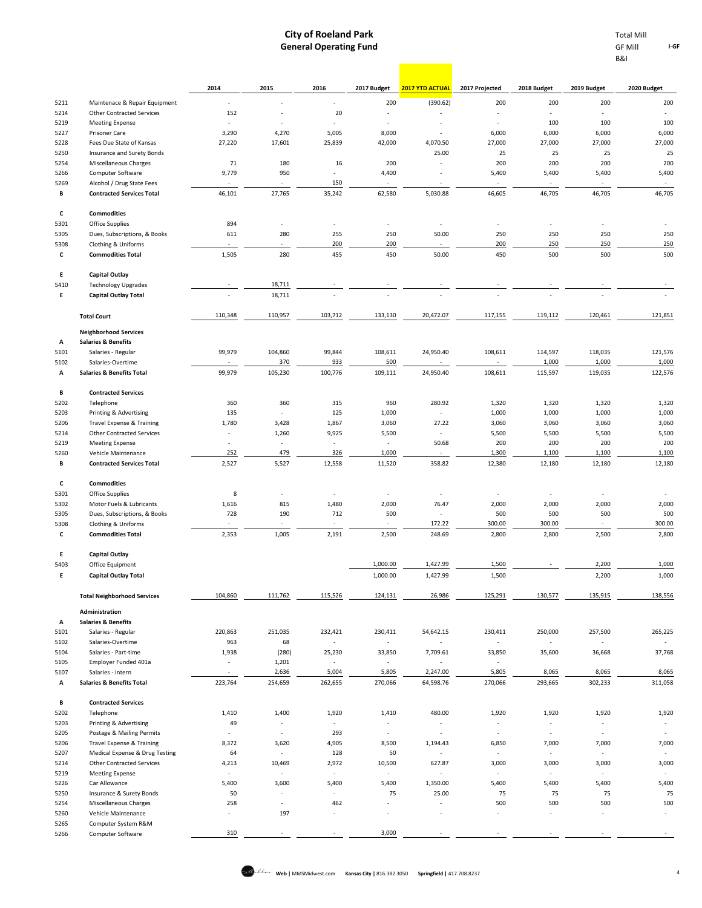# City of Roeland Park
## General Operating Fund

Total Mill
GF Mill **I-GF**
B&I

| | | 2014 | 2015 | 2016 | 2017 Budget | 2017 YTD ACTUAL | 2017 Projected | 2018 Budget | 2019 Budget | 2020 Budget |
|---|---|---|---|---|---|---|---|---|---|---|
| 5211 | Maintenace & Repair Equipment | - | - | - | 200 | (390.62) | 200 | 200 | 200 | 200 |
| 5214 | Other Contracted Services | 152 | - | 20 | - | - | - | - | - | - |
| 5219 | Meeting Expense | - | - | - | - | - | - | 100 | 100 | 100 |
| 5227 | Prisoner Care | 3,290 | 4,270 | 5,005 | 8,000 | - | 6,000 | 6,000 | 6,000 | 6,000 |
| 5228 | Fees Due State of Kansas | 27,220 | 17,601 | 25,839 | 42,000 | 4,070.50 | 27,000 | 27,000 | 27,000 | 27,000 |
| 5250 | Insurance and Surety Bonds | | | | | 25.00 | 25 | 25 | 25 | 25 |
| 5254 | Miscellaneous Charges | 71 | 180 | 16 | 200 | - | 200 | 200 | 200 | 200 |
| 5266 | Computer Software | 9,779 | 950 | - | 4,400 | - | 5,400 | 5,400 | 5,400 | 5,400 |
| 5269 | Alcohol / Drug State Fees | - | - | 150 | - | - | - | - | - | - |
| **B** | **Contracted Services Total** | 46,101 | 27,765 | 35,242 | 62,580 | 5,030.88 | 46,605 | 46,705 | 46,705 | 46,705 |
| **C** | **Commodities** | | | | | | | | | |
| 5301 | Office Supplies | 894 | - | - | - | - | - | - | - | - |
| 5305 | Dues, Subscriptions, & Books | 611 | 280 | 255 | 250 | 50.00 | 250 | 250 | 250 | 250 |
| 5308 | Clothing & Uniforms | - | - | 200 | 200 | - | 200 | 250 | 250 | 250 |
| **C** | **Commodities Total** | 1,505 | 280 | 455 | 450 | 50.00 | 450 | 500 | 500 | 500 |
| **E** | **Capital Outlay** | | | | | | | | | |
| 5410 | Technology Upgrades | - | 18,711 | - | - | - | - | - | - | - |
| **E** | **Capital Outlay Total** | - | 18,711 | - | - | - | - | - | - | - |
| | **Total Court** | 110,348 | 110,957 | 103,712 | 133,130 | 20,472.07 | 117,155 | 119,112 | 120,461 | 121,851 |
| | **Neighborhood Services** | | | | | | | | | |
| **A** | **Salaries & Benefits** | | | | | | | | | |
| 5101 | Salaries - Regular | 99,979 | 104,860 | 99,844 | 108,611 | 24,950.40 | 108,611 | 114,597 | 118,035 | 121,576 |
| 5102 | Salaries-Overtime | - | 370 | 933 | 500 | - | - | 1,000 | 1,000 | 1,000 |
| **A** | **Salaries & Benefits Total** | 99,979 | 105,230 | 100,776 | 109,111 | 24,950.40 | 108,611 | 115,597 | 119,035 | 122,576 |
| **B** | **Contracted Services** | | | | | | | | | |
| 5202 | Telephone | 360 | 360 | 315 | 960 | 280.92 | 1,320 | 1,320 | 1,320 | 1,320 |
| 5203 | Printing & Advertising | 135 | - | 125 | 1,000 | - | 1,000 | 1,000 | 1,000 | 1,000 |
| 5206 | Travel Expense & Training | 1,780 | 3,428 | 1,867 | 3,060 | 27.22 | 3,060 | 3,060 | 3,060 | 3,060 |
| 5214 | Other Contracted Services | - | 1,260 | 9,925 | 5,500 | - | 5,500 | 5,500 | 5,500 | 5,500 |
| 5219 | Meeting Expense | - | - | - | - | 50.68 | 200 | 200 | 200 | 200 |
| 5260 | Vehicle Maintenance | 252 | 479 | 326 | 1,000 | - | 1,300 | 1,100 | 1,100 | 1,100 |
| **B** | **Contracted Services Total** | 2,527 | 5,527 | 12,558 | 11,520 | 358.82 | 12,380 | 12,180 | 12,180 | 12,180 |
| **C** | **Commodities** | | | | | | | | | |
| 5301 | Office Supplies | 8 | - | - | - | - | - | - | - | - |
| 5302 | Motor Fuels & Lubricants | 1,616 | 815 | 1,480 | 2,000 | 76.47 | 2,000 | 2,000 | 2,000 | 2,000 |
| 5305 | Dues, Subscriptions, & Books | 728 | 190 | 712 | 500 | - | 500 | 500 | 500 | 500 |
| 5308 | Clothing & Uniforms | - | - | - | - | 172.22 | 300.00 | 300.00 | - | 300.00 |
| **C** | **Commodities Total** | 2,353 | 1,005 | 2,191 | 2,500 | 248.69 | 2,800 | 2,800 | 2,500 | 2,800 |
| **E** | **Capital Outlay** | | | | | | | | | |
| 5403 | Office Equipment | | | | 1,000.00 | 1,427.99 | 1,500 | - | 2,200 | 1,000 |
| **E** | **Capital Outlay Total** | | | | 1,000.00 | 1,427.99 | 1,500 | | 2,200 | 1,000 |
| | **Total Neighborhood Services** | 104,860 | 111,762 | 115,526 | 124,131 | 26,986 | 125,291 | 130,577 | 135,915 | 138,556 |
| | **Administration** | | | | | | | | | |
| **A** | **Salaries & Benefits** | | | | | | | | | |
| 5101 | Salaries - Regular | 220,863 | 251,035 | 232,421 | 230,411 | 54,642.15 | 230,411 | 250,000 | 257,500 | 265,225 |
| 5102 | Salaries-Overtime | 963 | 68 | - | - | - | - | - | - | - |
| 5104 | Salaries - Part-time | 1,938 | (280) | 25,230 | 33,850 | 7,709.61 | 33,850 | 35,600 | 36,668 | 37,768 |
| 5105 | Employer Funded 401a | - | 1,201 | - | - | - | - | | | |
| 5107 | Salaries - Intern | - | 2,636 | 5,004 | 5,805 | 2,247.00 | 5,805 | 8,065 | 8,065 | 8,065 |
| **A** | **Salaries & Benefits Total** | 223,764 | 254,659 | 262,655 | 270,066 | 64,598.76 | 270,066 | 293,665 | 302,233 | 311,058 |
| **B** | **Contracted Services** | | | | | | | | | |
| 5202 | Telephone | 1,410 | 1,400 | 1,920 | 1,410 | 480.00 | 1,920 | 1,920 | 1,920 | 1,920 |
| 5203 | Printing & Advertising | 49 | - | - | - | - | - | - | - | - |
| 5205 | Postage & Mailing Permits | - | - | 293 | - | - | - | - | - | - |
| 5206 | Travel Expense & Training | 8,372 | 3,620 | 4,905 | 8,500 | 1,194.43 | 6,850 | 7,000 | 7,000 | 7,000 |
| 5207 | Medical Expense & Drug Testing | 64 | - | 128 | 50 | - | - | - | - | - |
| 5214 | Other Contracted Services | 4,213 | 10,469 | 2,972 | 10,500 | 627.87 | 3,000 | 3,000 | 3,000 | 3,000 |
| 5219 | Meeting Expense | - | - | - | - | - | - | - | - | - |
| 5226 | Car Allowance | 5,400 | 3,600 | 5,400 | 5,400 | 1,350.00 | 5,400 | 5,400 | 5,400 | 5,400 |
| 5250 | Insurance & Surety Bonds | 50 | - | - | 75 | 25.00 | 75 | 75 | 75 | 75 |
| 5254 | Miscellaneous Charges | 258 | - | 462 | - | - | 500 | 500 | 500 | 500 |
| 5260 | Vehicle Maintenance | - | 197 | - | - | - | - | - | - | - |
| 5265 | Computer System R&M | | | | | | | | | |
| 5266 | Computer Software | 310 | - | - | 3,000 | - | - | - | - | - |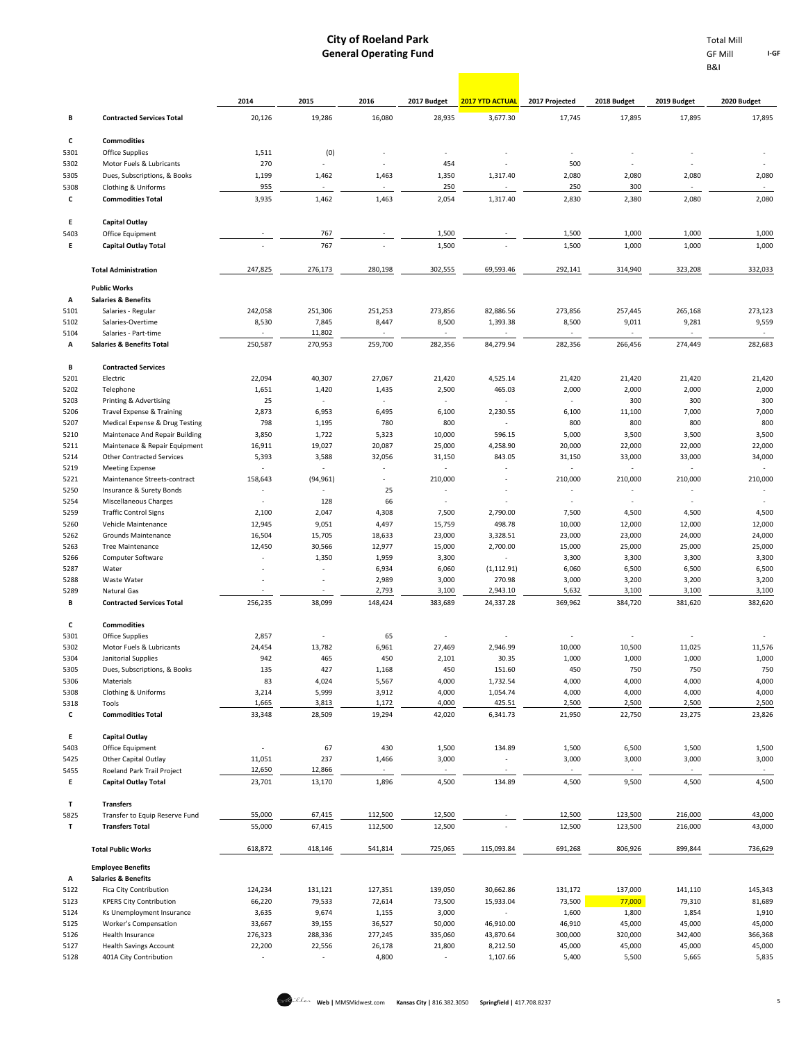# City of Roeland Park
## General Operating Fund

Total Mill
GF Mill I-GF
B&I

| | | 2014 | 2015 | 2016 | 2017 Budget | 2017 YTD ACTUAL | 2017 Projected | 2018 Budget | 2019 Budget | 2020 Budget |
|---|---|---|---|---|---|---|---|---|---|---|
| B | **Contracted Services Total** | 20,126 | 19,286 | 16,080 | 28,935 | 3,677.30 | 17,745 | 17,895 | 17,895 | 17,895 |
| C | **Commodities** | | | | | | | | | |
| 5301 | Office Supplies | 1,511 | (0) | - | - | - | - | - | - | - |
| 5302 | Motor Fuels & Lubricants | 270 | - | - | 454 | - | 500 | - | - | - |
| 5305 | Dues, Subscriptions, & Books | 1,199 | 1,462 | 1,463 | 1,350 | 1,317.40 | 2,080 | 2,080 | 2,080 | 2,080 |
| 5308 | Clothing & Uniforms | 955 | - | - | 250 | - | 250 | 300 | - | - |
| C | **Commodities Total** | 3,935 | 1,462 | 1,463 | 2,054 | 1,317.40 | 2,830 | 2,380 | 2,080 | 2,080 |
| E | **Capital Outlay** | | | | | | | | | |
| 5403 | Office Equipment | - | 767 | - | 1,500 | - | 1,500 | 1,000 | 1,000 | 1,000 |
| E | **Capital Outlay Total** | - | 767 | - | 1,500 | - | 1,500 | 1,000 | 1,000 | 1,000 |
| | **Total Administration** | 247,825 | 276,173 | 280,198 | 302,555 | 69,593.46 | 292,141 | 314,940 | 323,208 | 332,033 |
| | **Public Works** | | | | | | | | | |
| A | **Salaries & Benefits** | | | | | | | | | |
| 5101 | Salaries - Regular | 242,058 | 251,306 | 251,253 | 273,856 | 82,886.56 | 273,856 | 257,445 | 265,168 | 273,123 |
| 5102 | Salaries-Overtime | 8,530 | 7,845 | 8,447 | 8,500 | 1,393.38 | 8,500 | 9,011 | 9,281 | 9,559 |
| 5104 | Salaries - Part-time | - | 11,802 | - | - | - | - | - | - | - |
| A | **Salaries & Benefits Total** | 250,587 | 270,953 | 259,700 | 282,356 | 84,279.94 | 282,356 | 266,456 | 274,449 | 282,683 |
| B | **Contracted Services** | | | | | | | | | |
| 5201 | Electric | 22,094 | 40,307 | 27,067 | 21,420 | 4,525.14 | 21,420 | 21,420 | 21,420 | 21,420 |
| 5202 | Telephone | 1,651 | 1,420 | 1,435 | 2,500 | 465.03 | 2,000 | 2,000 | 2,000 | 2,000 |
| 5203 | Printing & Advertising | 25 | - | - | - | - | - | 300 | 300 | 300 |
| 5206 | Travel Expense & Training | 2,873 | 6,953 | 6,495 | 6,100 | 2,230.55 | 6,100 | 11,100 | 7,000 | 7,000 |
| 5207 | Medical Expense & Drug Testing | 798 | 1,195 | 780 | 800 | - | 800 | 800 | 800 | 800 |
| 5210 | Maintenace And Repair Building | 3,850 | 1,722 | 5,323 | 10,000 | 596.15 | 5,000 | 3,500 | 3,500 | 3,500 |
| 5211 | Maintenace & Repair Equipment | 16,911 | 19,027 | 20,087 | 25,000 | 4,258.90 | 20,000 | 22,000 | 22,000 | 22,000 |
| 5214 | Other Contracted Services | 5,393 | 3,588 | 32,056 | 31,150 | 843.05 | 31,150 | 33,000 | 33,000 | 34,000 |
| 5219 | Meeting Expense | - | - | - | - | - | - | - | - | - |
| 5221 | Maintenance Streets-contract | 158,643 | (94,961) | - | 210,000 | - | 210,000 | 210,000 | 210,000 | 210,000 |
| 5250 | Insurance & Surety Bonds | - | - | 25 | - | - | - | - | - | - |
| 5254 | Miscellaneous Charges | - | 128 | 66 | - | - | - | - | - | - |
| 5259 | Traffic Control Signs | 2,100 | 2,047 | 4,308 | 7,500 | 2,790.00 | 7,500 | 4,500 | 4,500 | 4,500 |
| 5260 | Vehicle Maintenance | 12,945 | 9,051 | 4,497 | 15,759 | 498.78 | 10,000 | 12,000 | 12,000 | 12,000 |
| 5262 | Grounds Maintenance | 16,504 | 15,705 | 18,633 | 23,000 | 3,328.51 | 23,000 | 23,000 | 24,000 | 24,000 |
| 5263 | Tree Maintenance | 12,450 | 30,566 | 12,977 | 15,000 | 2,700.00 | 15,000 | 25,000 | 25,000 | 25,000 |
| 5266 | Computer Software | - | 1,350 | 1,959 | 3,300 | - | 3,300 | 3,300 | 3,300 | 3,300 |
| 5287 | Water | - | - | 6,934 | 6,060 | (1,112.91) | 6,060 | 6,500 | 6,500 | 6,500 |
| 5288 | Waste Water | - | - | 2,989 | 3,000 | 270.98 | 3,000 | 3,200 | 3,200 | 3,200 |
| 5289 | Natural Gas | - | - | 2,793 | 3,100 | 2,943.10 | 5,632 | 3,100 | 3,100 | 3,100 |
| B | **Contracted Services Total** | 256,235 | 38,099 | 148,424 | 383,689 | 24,337.28 | 369,962 | 384,720 | 381,620 | 382,620 |
| C | **Commodities** | | | | | | | | | |
| 5301 | Office Supplies | 2,857 | - | 65 | - | - | - | - | - | - |
| 5302 | Motor Fuels & Lubricants | 24,454 | 13,782 | 6,961 | 27,469 | 2,946.99 | 10,000 | 10,500 | 11,025 | 11,576 |
| 5304 | Janitorial Supplies | 942 | 465 | 450 | 2,101 | 30.35 | 1,000 | 1,000 | 1,000 | 1,000 |
| 5305 | Dues, Subscriptions, & Books | 135 | 427 | 1,168 | 450 | 151.60 | 450 | 750 | 750 | 750 |
| 5306 | Materials | 83 | 4,024 | 5,567 | 4,000 | 1,732.54 | 4,000 | 4,000 | 4,000 | 4,000 |
| 5308 | Clothing & Uniforms | 3,214 | 5,999 | 3,912 | 4,000 | 1,054.74 | 4,000 | 4,000 | 4,000 | 4,000 |
| 5318 | Tools | 1,665 | 3,813 | 1,172 | 4,000 | 425.51 | 2,500 | 2,500 | 2,500 | 2,500 |
| C | **Commodities Total** | 33,348 | 28,509 | 19,294 | 42,020 | 6,341.73 | 21,950 | 22,750 | 23,275 | 23,826 |
| E | **Capital Outlay** | | | | | | | | | |
| 5403 | Office Equipment | - | 67 | 430 | 1,500 | 134.89 | 1,500 | 6,500 | 1,500 | 1,500 |
| 5425 | Other Capital Outlay | 11,051 | 237 | 1,466 | 3,000 | - | 3,000 | 3,000 | 3,000 | 3,000 |
| 5455 | Roeland Park Trail Project | 12,650 | 12,866 | - | - | - | - | - | - | - |
| E | **Capital Outlay Total** | 23,701 | 13,170 | 1,896 | 4,500 | 134.89 | 4,500 | 9,500 | 4,500 | 4,500 |
| T | **Transfers** | | | | | | | | | |
| 5825 | Transfer to Equip Reserve Fund | 55,000 | 67,415 | 112,500 | 12,500 | - | 12,500 | 123,500 | 216,000 | 43,000 |
| T | **Transfers Total** | 55,000 | 67,415 | 112,500 | 12,500 | - | 12,500 | 123,500 | 216,000 | 43,000 |
| | **Total Public Works** | 618,872 | 418,146 | 541,814 | 725,065 | 115,093.84 | 691,268 | 806,926 | 899,844 | 736,629 |
| | **Employee Benefits** | | | | | | | | | |
| A | **Salaries & Benefits** | | | | | | | | | |
| 5122 | Fica City Contribution | 124,234 | 131,121 | 127,351 | 139,050 | 30,662.86 | 131,172 | 137,000 | 141,110 | 145,343 |
| 5123 | KPERS City Contribution | 66,220 | 79,533 | 72,614 | 73,500 | 15,933.04 | 73,500 | 77,000 | 79,310 | 81,689 |
| 5124 | Ks Unemployment Insurance | 3,635 | 9,674 | 1,155 | 3,000 | - | 1,600 | 1,800 | 1,854 | 1,910 |
| 5125 | Worker's Compensation | 33,667 | 39,155 | 36,527 | 50,000 | 46,910.00 | 46,910 | 45,000 | 45,000 | 45,000 |
| 5126 | Health Insurance | 276,323 | 288,336 | 277,245 | 335,060 | 43,870.64 | 300,000 | 320,000 | 342,400 | 366,368 |
| 5127 | Health Savings Account | 22,200 | 22,556 | 26,178 | 21,800 | 8,212.50 | 45,000 | 45,000 | 45,000 | 45,000 |
| 5128 | 401A City Contribution | - | - | 4,800 | - | 1,107.66 | 5,400 | 5,500 | 5,665 | 5,835 |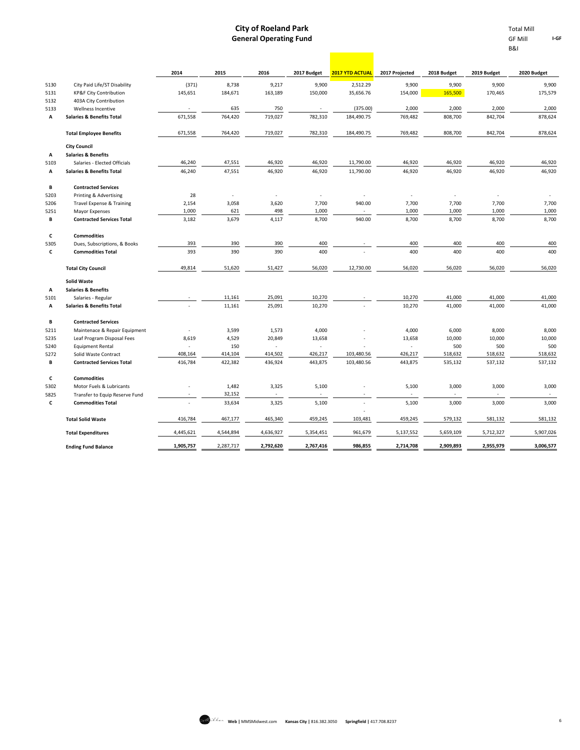# City of Roeland Park
## General Operating Fund

Total Mill
GF Mill I-GF
B&I

| | | 2014 | 2015 | 2016 | 2017 Budget | 2017 YTD ACTUAL | 2017 Projected | 2018 Budget | 2019 Budget | 2020 Budget |
|---|---|---|---|---|---|---|---|---|---|---|
| 5130 | City Paid Life/ST Disability | (371) | 8,738 | 9,217 | 9,900 | 2,512.29 | 9,900 | 9,900 | 9,900 | 9,900 |
| 5131 | KP&F City Contribution | 145,651 | 184,671 | 163,189 | 150,000 | 35,656.76 | 154,000 | 165,500 | 170,465 | 175,579 |
| 5132 | 403A City Contribution | | | | | | | | | |
| 5133 | Wellness Incentive | - | 635 | 750 | - | (375.00) | 2,000 | 2,000 | 2,000 | 2,000 |
| A | **Salaries & Benefits Total** | 671,558 | 764,420 | 719,027 | 782,310 | 184,490.75 | 769,482 | 808,700 | 842,704 | 878,624 |
| | **Total Employee Benefits** | 671,558 | 764,420 | 719,027 | 782,310 | 184,490.75 | 769,482 | 808,700 | 842,704 | 878,624 |
| | **City Council** | | | | | | | | | |
| A | **Salaries & Benefits** | | | | | | | | | |
| 5103 | Salaries - Elected Officials | 46,240 | 47,551 | 46,920 | 46,920 | 11,790.00 | 46,920 | 46,920 | 46,920 | 46,920 |
| A | **Salaries & Benefits Total** | 46,240 | 47,551 | 46,920 | 46,920 | 11,790.00 | 46,920 | 46,920 | 46,920 | 46,920 |
| B | **Contracted Services** | | | | | | | | | |
| 5203 | Printing & Advertising | 28 | - | - | - | - | - | - | - | - |
| 5206 | Travel Expense & Training | 2,154 | 3,058 | 3,620 | 7,700 | 940.00 | 7,700 | 7,700 | 7,700 | 7,700 |
| 5251 | Mayor Expenses | 1,000 | 621 | 498 | 1,000 | - | 1,000 | 1,000 | 1,000 | 1,000 |
| B | **Contracted Services Total** | 3,182 | 3,679 | 4,117 | 8,700 | 940.00 | 8,700 | 8,700 | 8,700 | 8,700 |
| C | **Commodities** | | | | | | | | | |
| 5305 | Dues, Subscriptions, & Books | 393 | 390 | 390 | 400 | - | 400 | 400 | 400 | 400 |
| C | **Commodities Total** | 393 | 390 | 390 | 400 | - | 400 | 400 | 400 | 400 |
| | **Total City Council** | 49,814 | 51,620 | 51,427 | 56,020 | 12,730.00 | 56,020 | 56,020 | 56,020 | 56,020 |
| | **Solid Waste** | | | | | | | | | |
| A | **Salaries & Benefits** | | | | | | | | | |
| 5101 | Salaries - Regular | - | 11,161 | 25,091 | 10,270 | - | 10,270 | 41,000 | 41,000 | 41,000 |
| A | **Salaries & Benefits Total** | - | 11,161 | 25,091 | 10,270 | - | 10,270 | 41,000 | 41,000 | 41,000 |
| B | **Contracted Services** | | | | | | | | | |
| 5211 | Maintenace & Repair Equipment | - | 3,599 | 1,573 | 4,000 | - | 4,000 | 6,000 | 8,000 | 8,000 |
| 5235 | Leaf Program Disposal Fees | 8,619 | 4,529 | 20,849 | 13,658 | - | 13,658 | 10,000 | 10,000 | 10,000 |
| 5240 | Equipment Rental | - | 150 | - | - | - | - | 500 | 500 | 500 |
| 5272 | Solid Waste Contract | 408,164 | 414,104 | 414,502 | 426,217 | 103,480.56 | 426,217 | 518,632 | 518,632 | 518,632 |
| B | **Contracted Services Total** | 416,784 | 422,382 | 436,924 | 443,875 | 103,480.56 | 443,875 | 535,132 | 537,132 | 537,132 |
| C | **Commodities** | | | | | | | | | |
| 5302 | Motor Fuels & Lubricants | - | 1,482 | 3,325 | 5,100 | - | 5,100 | 3,000 | 3,000 | 3,000 |
| 5825 | Transfer to Equip Reserve Fund | - | 32,152 | - | - | - | - | - | - | - |
| C | **Commodities Total** | - | 33,634 | 3,325 | 5,100 | - | 5,100 | 3,000 | 3,000 | 3,000 |
| | **Total Solid Waste** | 416,784 | 467,177 | 465,340 | 459,245 | 103,481 | 459,245 | 579,132 | 581,132 | 581,132 |
| | **Total Expenditures** | 4,445,621 | 4,544,894 | 4,636,927 | 5,354,451 | 961,679 | 5,137,552 | 5,659,109 | 5,712,327 | 5,907,026 |
| | **Ending Fund Balance** | 1,905,757 | 2,287,717 | 2,792,620 | 2,767,416 | 986,855 | 2,714,708 | 2,909,893 | 2,955,979 | 3,006,577 |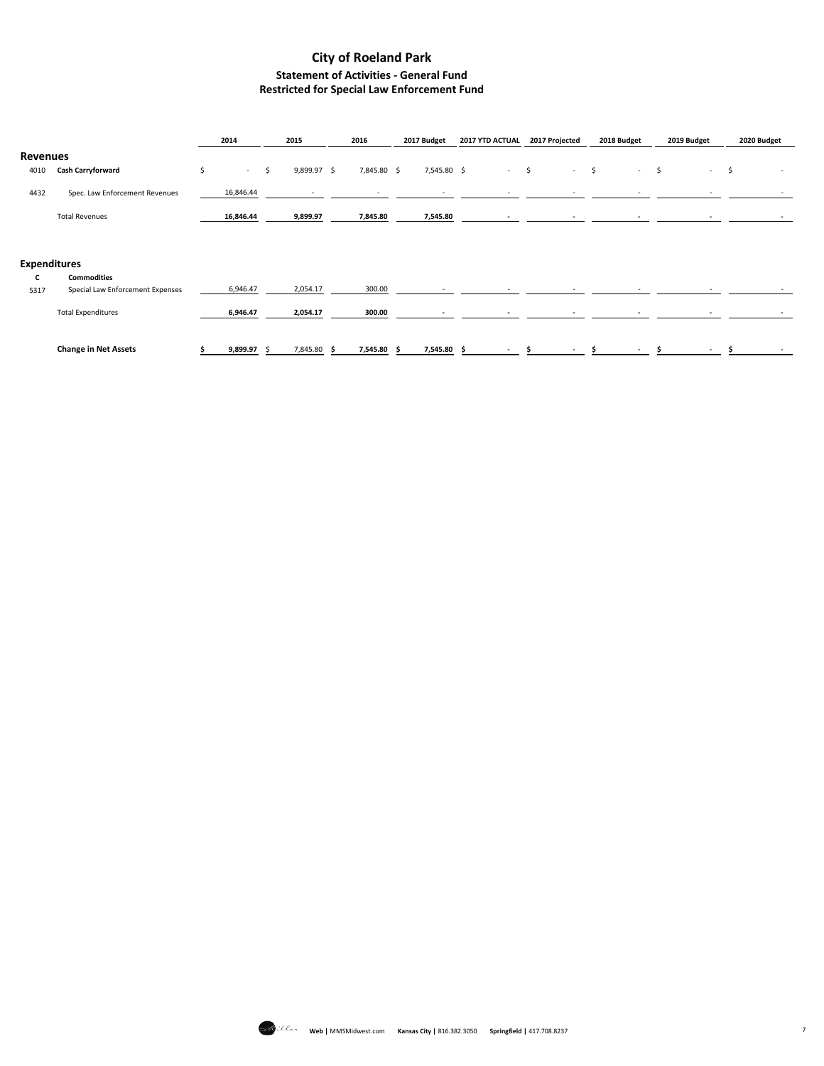# City of Roeland Park

## Statement of Activities - General Fund

### Restricted for Special Law Enforcement Fund

| | | 2014 | 2015 | 2016 | 2017 Budget | 2017 YTD ACTUAL | 2017 Projected | 2018 Budget | 2019 Budget | 2020 Budget |
|---|---|---|---|---|---|---|---|---|---|---|
| **Revenues** | | | | | | | | | | |
| 4010 | **Cash Carryforward** | $ - | $ 9,899.97 | $ 7,845.80 | $ 7,545.80 | $ - | $ - | $ - | $ - | $ - |
| 4432 | Spec. Law Enforcement Revenues | 16,846.44 | - | - | - | - | - | - | - | - |
| | Total Revenues | **16,846.44** | **9,899.97** | **7,845.80** | **7,545.80** | **-** | **-** | **-** | **-** | **-** |
| **Expenditures** | | | | | | | | | | |
| **C** | **Commodities** | | | | | | | | | |
| 5317 | Special Law Enforcement Expenses | 6,946.47 | 2,054.17 | 300.00 | - | - | - | - | - | - |
| | Total Expenditures | **6,946.47** | **2,054.17** | **300.00** | **-** | **-** | **-** | **-** | **-** | **-** |
| | **Change in Net Assets** | **$ 9,899.97** | $ 7,845.80 | **$ 7,545.80** | **$ 7,545.80** | **$ -** | **$ -** | **$ -** | **$ -** | **$ -** |

**Web** | MMSMidwest.com **Kansas City** | 816.382.3050 **Springfield** | 417.708.8237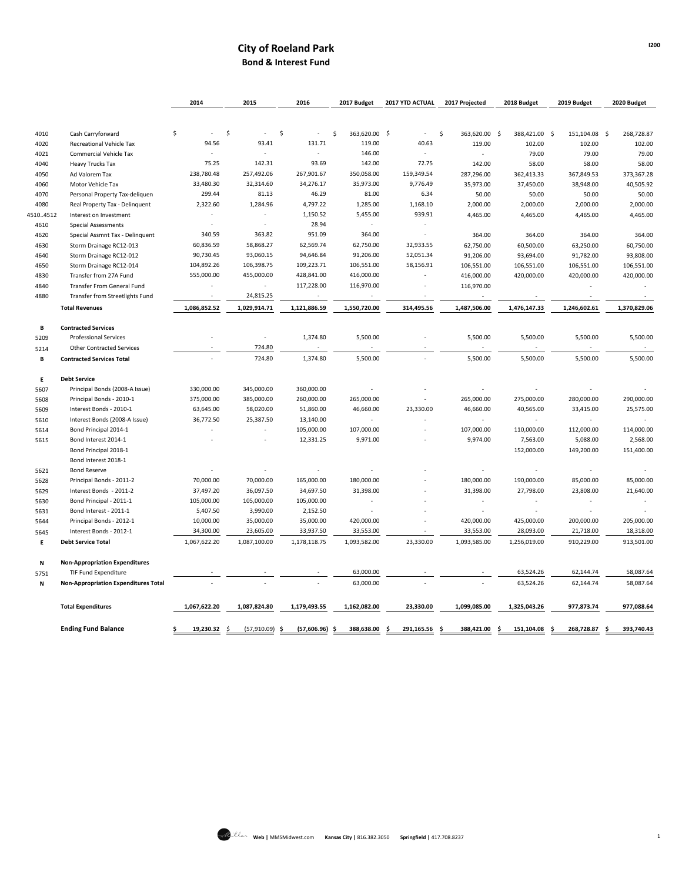# City of Roeland Park

## Bond & Interest Fund

| | | 2014 | 2015 | 2016 | 2017 Budget | 2017 YTD ACTUAL | 2017 Projected | 2018 Budget | 2019 Budget | 2020 Budget |
|---|---|---|---|---|---|---|---|---|---|---|
| 4010 | Cash Carryforward | $ - | $ - | $ - | $ 363,620.00 | $ - | $ 363,620.00 | $ 388,421.00 | $ 151,104.08 | $ 268,728.87 |
| 4020 | Recreational Vehicle Tax | 94.56 | 93.41 | 131.71 | 119.00 | 40.63 | 119.00 | 102.00 | 102.00 | 102.00 |
| 4021 | Commercial Vehicle Tax | - | - | - | 146.00 | - | - | 79.00 | 79.00 | 79.00 |
| 4040 | Heavy Trucks Tax | 75.25 | 142.31 | 93.69 | 142.00 | 72.75 | 142.00 | 58.00 | 58.00 | 58.00 |
| 4050 | Ad Valorem Tax | 238,780.48 | 257,492.06 | 267,901.67 | 350,058.00 | 159,349.54 | 287,296.00 | 362,413.33 | 367,849.53 | 373,367.28 |
| 4060 | Motor Vehicle Tax | 33,480.30 | 32,314.60 | 34,276.17 | 35,973.00 | 9,776.49 | 35,973.00 | 37,450.00 | 38,948.00 | 40,505.92 |
| 4070 | Personal Property Tax-deliquen | 299.44 | 81.13 | 46.29 | 81.00 | 6.34 | 50.00 | 50.00 | 50.00 | 50.00 |
| 4080 | Real Property Tax - Delinquent | 2,322.60 | 1,284.96 | 4,797.22 | 1,285.00 | 1,168.10 | 2,000.00 | 2,000.00 | 2,000.00 | 2,000.00 |
| 4510..4512 | Interest on Investment | - | - | 1,150.52 | 5,455.00 | 939.91 | 4,465.00 | 4,465.00 | 4,465.00 | 4,465.00 |
| 4610 | Special Assessments | - | - | 28.94 | - | - | | | | |
| 4620 | Special Assmnt Tax - Delinquent | 340.59 | 363.82 | 951.09 | 364.00 | - | 364.00 | 364.00 | 364.00 | 364.00 |
| 4630 | Storm Drainage RC12-013 | 60,836.59 | 58,868.27 | 62,569.74 | 62,750.00 | 32,933.55 | 62,750.00 | 60,500.00 | 63,250.00 | 60,750.00 |
| 4640 | Storm Drainage RC12-012 | 90,730.45 | 93,060.15 | 94,646.84 | 91,206.00 | 52,051.34 | 91,206.00 | 93,694.00 | 91,782.00 | 93,808.00 |
| 4650 | Storm Drainage RC12-014 | 104,892.26 | 106,398.75 | 109,223.71 | 106,551.00 | 58,156.91 | 106,551.00 | 106,551.00 | 106,551.00 | 106,551.00 |
| 4830 | Transfer from 27A Fund | 555,000.00 | 455,000.00 | 428,841.00 | 416,000.00 | - | 416,000.00 | 420,000.00 | 420,000.00 | 420,000.00 |
| 4840 | Transfer From General Fund | - | - | 117,228.00 | 116,970.00 | - | 116,970.00 | | - | - |
| 4880 | Transfer from Streetlights Fund | - | 24,815.25 | - | - | - | - | - | - | - |
| | **Total Revenues** | **1,086,852.52** | **1,029,914.71** | **1,121,886.59** | **1,550,720.00** | **314,495.56** | **1,487,506.00** | **1,476,147.33** | **1,246,602.61** | **1,370,829.06** |
| **B** | **Contracted Services** | | | | | | | | | |
| 5209 | Professional Services | - | - | 1,374.80 | 5,500.00 | - | 5,500.00 | 5,500.00 | 5,500.00 | 5,500.00 |
| 5214 | Other Contracted Services | - | 724.80 | - | - | - | - | - | - | - |
| **B** | **Contracted Services Total** | - | 724.80 | 1,374.80 | 5,500.00 | - | 5,500.00 | 5,500.00 | 5,500.00 | 5,500.00 |
| **E** | **Debt Service** | | | | | | | | | |
| 5607 | Principal Bonds (2008-A Issue) | 330,000.00 | 345,000.00 | 360,000.00 | - | - | - | - | - | - |
| 5608 | Principal Bonds - 2010-1 | 375,000.00 | 385,000.00 | 260,000.00 | 265,000.00 | - | 265,000.00 | 275,000.00 | 280,000.00 | 290,000.00 |
| 5609 | Interest Bonds - 2010-1 | 63,645.00 | 58,020.00 | 51,860.00 | 46,660.00 | 23,330.00 | 46,660.00 | 40,565.00 | 33,415.00 | 25,575.00 |
| 5610 | Interest Bonds (2008-A Issue) | 36,772.50 | 25,387.50 | 13,140.00 | - | - | - | - | - | - |
| 5614 | Bond Principal 2014-1 | - | - | 105,000.00 | 107,000.00 | - | 107,000.00 | 110,000.00 | 112,000.00 | 114,000.00 |
| 5615 | Bond Interest 2014-1 | - | - | 12,331.25 | 9,971.00 | - | 9,974.00 | 7,563.00 | 5,088.00 | 2,568.00 |
| | Bond Principal 2018-1 | | | | | | | 152,000.00 | 149,200.00 | 151,400.00 |
| | Bond Interest 2018-1 | | | | | | | | | |
| 5621 | Bond Reserve | - | - | - | - | - | - | - | - | - |
| 5628 | Principal Bonds - 2011-2 | 70,000.00 | 70,000.00 | 165,000.00 | 180,000.00 | - | 180,000.00 | 190,000.00 | 85,000.00 | 85,000.00 |
| 5629 | Interest Bonds - 2011-2 | 37,497.20 | 36,097.50 | 34,697.50 | 31,398.00 | - | 31,398.00 | 27,798.00 | 23,808.00 | 21,640.00 |
| 5630 | Bond Principal - 2011-1 | 105,000.00 | 105,000.00 | 105,000.00 | - | - | - | - | - | - |
| 5631 | Bond Interest - 2011-1 | 5,407.50 | 3,990.00 | 2,152.50 | - | - | - | - | - | - |
| 5644 | Principal Bonds - 2012-1 | 10,000.00 | 35,000.00 | 35,000.00 | 420,000.00 | - | 420,000.00 | 425,000.00 | 200,000.00 | 205,000.00 |
| 5645 | Interest Bonds - 2012-1 | 34,300.00 | 23,605.00 | 33,937.50 | 33,553.00 | - | 33,553.00 | 28,093.00 | 21,718.00 | 18,318.00 |
| **E** | **Debt Service Total** | 1,067,622.20 | 1,087,100.00 | 1,178,118.75 | 1,093,582.00 | 23,330.00 | 1,093,585.00 | 1,256,019.00 | 910,229.00 | 913,501.00 |
| **N** | **Non-Appropriation Expenditures** | | | | | | | | | |
| 5751 | TIF Fund Expenditure | - | - | - | 63,000.00 | - | - | 63,524.26 | 62,144.74 | 58,087.64 |
| **N** | **Non-Appropriation Expenditures Total** | - | - | - | 63,000.00 | - | - | 63,524.26 | 62,144.74 | 58,087.64 |
| | **Total Expenditures** | **1,067,622.20** | **1,087,824.80** | **1,179,493.55** | **1,162,082.00** | **23,330.00** | **1,099,085.00** | **1,325,043.26** | **977,873.74** | **977,088.64** |
| | **Ending Fund Balance** | **$ 19,230.32** | **$ (57,910.09)** | **$ (57,606.96)** | **$ 388,638.00** | **$ 291,165.56** | **$ 388,421.00** | **$ 151,104.08** | **$ 268,728.87** | **$ 393,740.43** |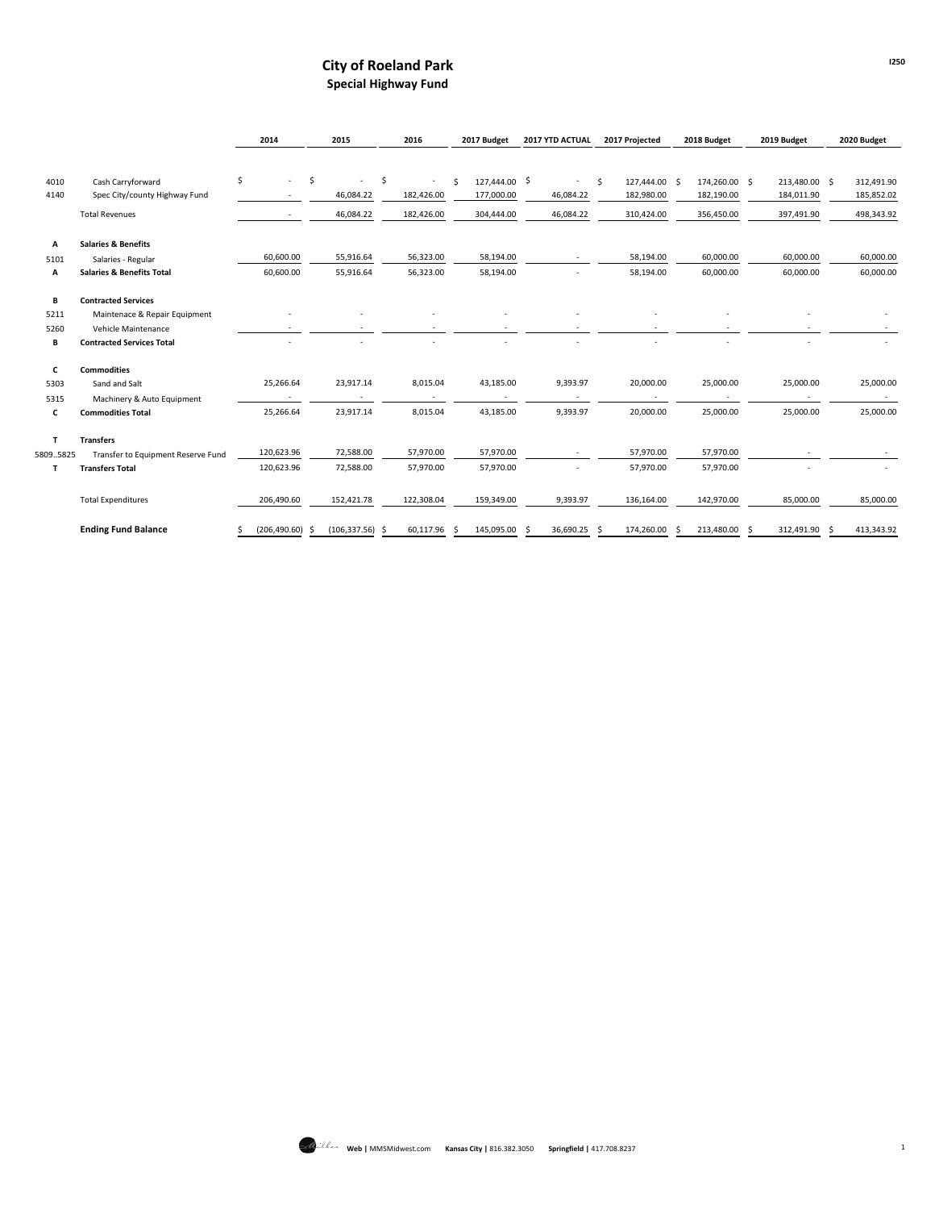# City of Roeland Park

## Special Highway Fund

I250

| | | 2014 | 2015 | 2016 | 2017 Budget | 2017 YTD ACTUAL | 2017 Projected | 2018 Budget | 2019 Budget | 2020 Budget |
|---|---|---|---|---|---|---|---|---|---|---|
| 4010 | Cash Carryforward | $ - | $ - | $ - | $ 127,444.00 | $ - | $ 127,444.00 | $ 174,260.00 | $ 213,480.00 | $ 312,491.90 |
| 4140 | Spec City/county Highway Fund | - | 46,084.22 | 182,426.00 | 177,000.00 | 46,084.22 | 182,980.00 | 182,190.00 | 184,011.90 | 185,852.02 |
| | Total Revenues | - | 46,084.22 | 182,426.00 | 304,444.00 | 46,084.22 | 310,424.00 | 356,450.00 | 397,491.90 | 498,343.92 |
| A | **Salaries & Benefits** | | | | | | | | | |
| 5101 | Salaries - Regular | 60,600.00 | 55,916.64 | 56,323.00 | 58,194.00 | - | 58,194.00 | 60,000.00 | 60,000.00 | 60,000.00 |
| A | **Salaries & Benefits Total** | 60,600.00 | 55,916.64 | 56,323.00 | 58,194.00 | - | 58,194.00 | 60,000.00 | 60,000.00 | 60,000.00 |
| B | **Contracted Services** | | | | | | | | | |
| 5211 | Maintenace & Repair Equipment | - | - | - | - | - | - | - | - | - |
| 5260 | Vehicle Maintenance | - | - | - | - | - | - | - | - | - |
| B | **Contracted Services Total** | - | - | - | - | - | - | - | - | - |
| C | **Commodities** | | | | | | | | | |
| 5303 | Sand and Salt | 25,266.64 | 23,917.14 | 8,015.04 | 43,185.00 | 9,393.97 | 20,000.00 | 25,000.00 | 25,000.00 | 25,000.00 |
| 5315 | Machinery & Auto Equipment | - | - | - | - | - | - | - | - | - |
| C | **Commodities Total** | 25,266.64 | 23,917.14 | 8,015.04 | 43,185.00 | 9,393.97 | 20,000.00 | 25,000.00 | 25,000.00 | 25,000.00 |
| T | **Transfers** | | | | | | | | | |
| 5809..5825 | Transfer to Equipment Reserve Fund | 120,623.96 | 72,588.00 | 57,970.00 | 57,970.00 | - | 57,970.00 | 57,970.00 | - | - |
| T | **Transfers Total** | 120,623.96 | 72,588.00 | 57,970.00 | 57,970.00 | - | 57,970.00 | 57,970.00 | - | - |
| | Total Expenditures | 206,490.60 | 152,421.78 | 122,308.04 | 159,349.00 | 9,393.97 | 136,164.00 | 142,970.00 | 85,000.00 | 85,000.00 |
| | **Ending Fund Balance** | $ (206,490.60) | $ (106,337.56) | $ 60,117.96 | $ 145,095.00 | $ 36,690.25 | $ 174,260.00 | $ 213,480.00 | $ 312,491.90 | $ 413,343.92 |

Web | MMSMidwest.com Kansas City | 816.382.3050 Springfield | 417.708.8237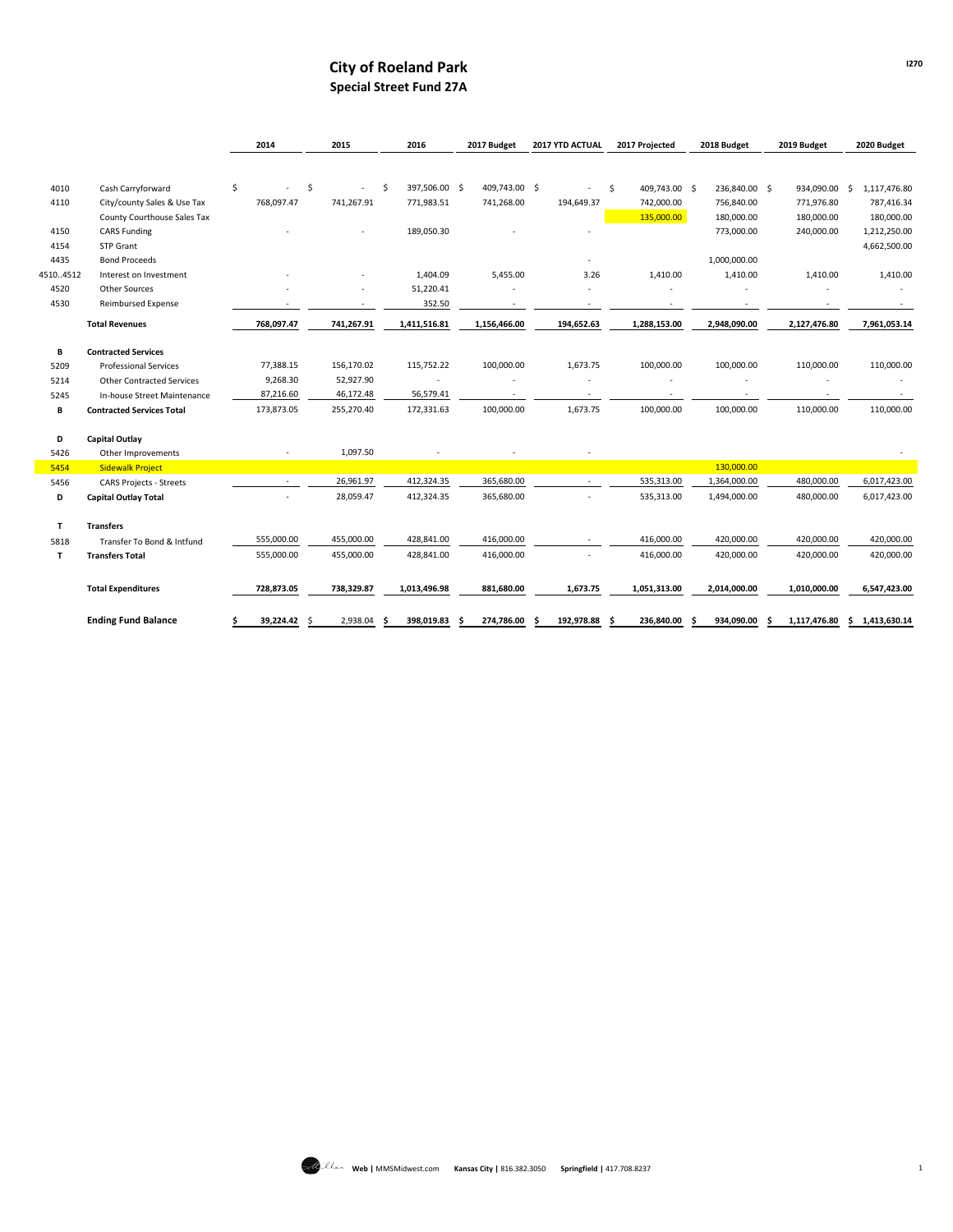# City of Roeland Park
## Special Street Fund 27A

I270

| | | 2014 | 2015 | 2016 | 2017 Budget | 2017 YTD ACTUAL | 2017 Projected | 2018 Budget | 2019 Budget | 2020 Budget |
|---|---|---|---|---|---|---|---|---|---|---|
| 4010 | Cash Carryforward | $ - | $ - | $ 397,506.00 | $ 409,743.00 | $ - | $ 409,743.00 | $ 236,840.00 | $ 934,090.00 | $ 1,117,476.80 |
| 4110 | City/county Sales & Use Tax | 768,097.47 | 741,267.91 | 771,983.51 | 741,268.00 | 194,649.37 | 742,000.00 | 756,840.00 | 771,976.80 | 787,416.34 |
| | County Courthouse Sales Tax | | | | | | 135,000.00 | 180,000.00 | 180,000.00 | 180,000.00 |
| 4150 | CARS Funding | - | - | 189,050.30 | - | - | | 773,000.00 | 240,000.00 | 1,212,250.00 |
| 4154 | STP Grant | | | | | | | | | 4,662,500.00 |
| 4435 | Bond Proceeds | | | | | - | | 1,000,000.00 | | |
| 4510..4512 | Interest on Investment | - | - | 1,404.09 | 5,455.00 | 3.26 | 1,410.00 | 1,410.00 | 1,410.00 | 1,410.00 |
| 4520 | Other Sources | - | - | 51,220.41 | - | - | - | - | - | - |
| 4530 | Reimbursed Expense | - | - | 352.50 | - | - | - | - | - | - |
| | **Total Revenues** | **768,097.47** | **741,267.91** | **1,411,516.81** | **1,156,466.00** | **194,652.63** | **1,288,153.00** | **2,948,090.00** | **2,127,476.80** | **7,961,053.14** |
| **B** | **Contracted Services** | | | | | | | | | |
| 5209 | Professional Services | 77,388.15 | 156,170.02 | 115,752.22 | 100,000.00 | 1,673.75 | 100,000.00 | 100,000.00 | 110,000.00 | 110,000.00 |
| 5214 | Other Contracted Services | 9,268.30 | 52,927.90 | - | - | - | - | - | - | - |
| 5245 | In-house Street Maintenance | 87,216.60 | 46,172.48 | 56,579.41 | - | - | - | - | - | - |
| **B** | **Contracted Services Total** | 173,873.05 | 255,270.40 | 172,331.63 | 100,000.00 | 1,673.75 | 100,000.00 | 100,000.00 | 110,000.00 | 110,000.00 |
| **D** | **Capital Outlay** | | | | | | | | | |
| 5426 | Other Improvements | - | 1,097.50 | - | - | - | | | | - |
| 5454 | Sidewalk Project | | | | | | | 130,000.00 | | |
| 5456 | CARS Projects - Streets | - | 26,961.97 | 412,324.35 | 365,680.00 | - | 535,313.00 | 1,364,000.00 | 480,000.00 | 6,017,423.00 |
| **D** | **Capital Outlay Total** | - | 28,059.47 | 412,324.35 | 365,680.00 | - | 535,313.00 | 1,494,000.00 | 480,000.00 | 6,017,423.00 |
| **T** | **Transfers** | | | | | | | | | |
| 5818 | Transfer To Bond & Intfund | 555,000.00 | 455,000.00 | 428,841.00 | 416,000.00 | - | 416,000.00 | 420,000.00 | 420,000.00 | 420,000.00 |
| **T** | **Transfers Total** | 555,000.00 | 455,000.00 | 428,841.00 | 416,000.00 | - | 416,000.00 | 420,000.00 | 420,000.00 | 420,000.00 |
| | **Total Expenditures** | **728,873.05** | **738,329.87** | **1,013,496.98** | **881,680.00** | **1,673.75** | **1,051,313.00** | **2,014,000.00** | **1,010,000.00** | **6,547,423.00** |
| | **Ending Fund Balance** | **$ 39,224.42** | **$ 2,938.04** | **$ 398,019.83** | **$ 274,786.00** | **$ 192,978.88** | **$ 236,840.00** | **$ 934,090.00** | **$ 1,117,476.80** | **$ 1,413,630.14** |

Web | MMSMidwest.com Kansas City | 816.382.3050 Springfield | 417.708.8237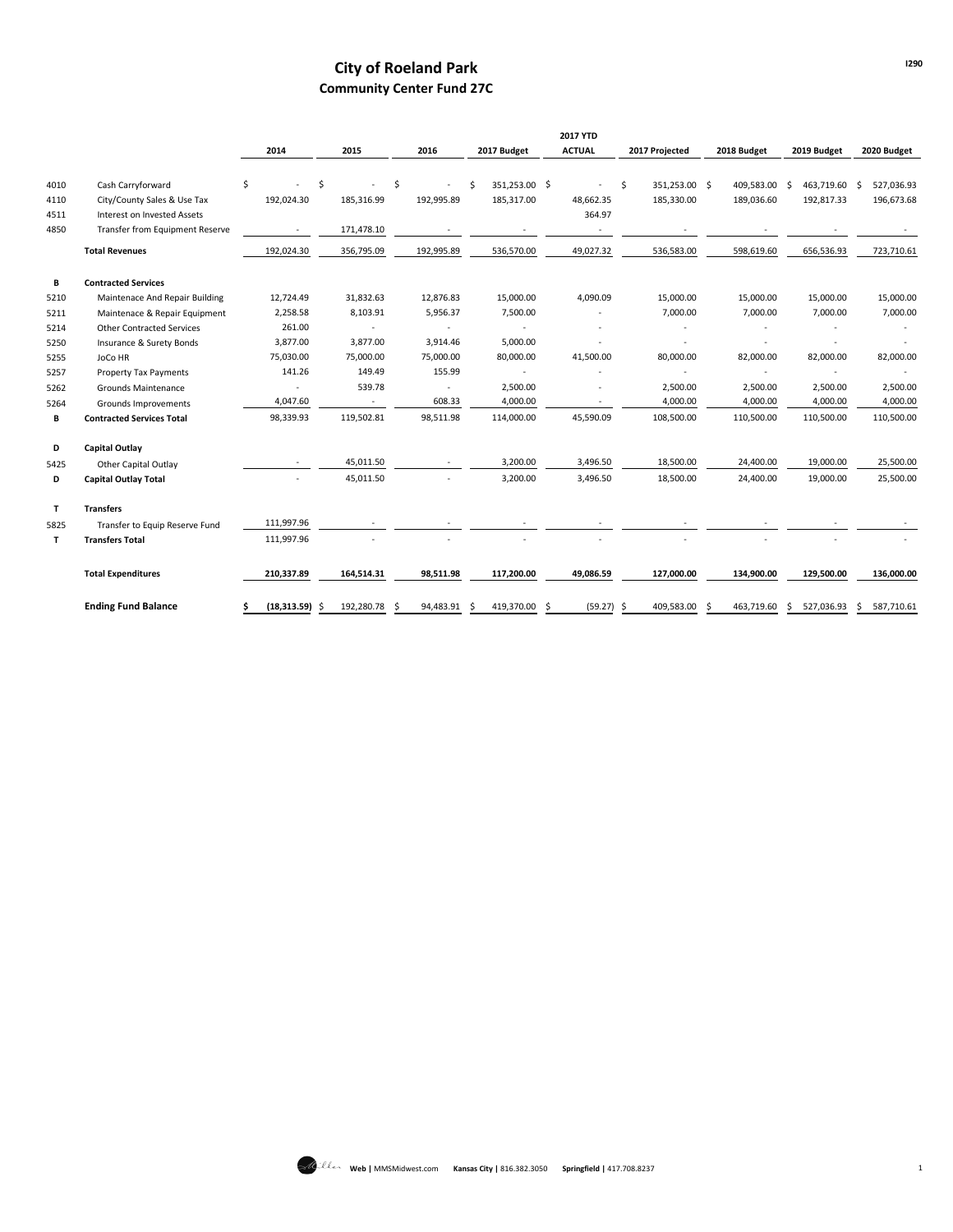# City of Roeland Park
## Community Center Fund 27C

| | | 2014 | 2015 | 2016 | 2017 Budget | 2017 YTD ACTUAL | 2017 Projected | 2018 Budget | 2019 Budget | 2020 Budget |
|---|---|---|---|---|---|---|---|---|---|---|
| 4010 | Cash Carryforward | $ - | $ - | $ - | $ 351,253.00 | $ - | $ 351,253.00 | $ 409,583.00 | $ 463,719.60 | $ 527,036.93 |
| 4110 | City/County Sales & Use Tax | 192,024.30 | 185,316.99 | 192,995.89 | 185,317.00 | 48,662.35 | 185,330.00 | 189,036.60 | 192,817.33 | 196,673.68 |
| 4511 | Interest on Invested Assets | | | | | 364.97 | | | | |
| 4850 | Transfer from Equipment Reserve | - | 171,478.10 | - | - | - | - | - | - | - |
| | **Total Revenues** | 192,024.30 | 356,795.09 | 192,995.89 | 536,570.00 | 49,027.32 | 536,583.00 | 598,619.60 | 656,536.93 | 723,710.61 |
| **B** | **Contracted Services** | | | | | | | | | |
| 5210 | Maintenace And Repair Building | 12,724.49 | 31,832.63 | 12,876.83 | 15,000.00 | 4,090.09 | 15,000.00 | 15,000.00 | 15,000.00 | 15,000.00 |
| 5211 | Maintenace & Repair Equipment | 2,258.58 | 8,103.91 | 5,956.37 | 7,500.00 | - | 7,000.00 | 7,000.00 | 7,000.00 | 7,000.00 |
| 5214 | Other Contracted Services | 261.00 | - | - | - | - | - | - | - | - |
| 5250 | Insurance & Surety Bonds | 3,877.00 | 3,877.00 | 3,914.46 | 5,000.00 | - | - | - | - | - |
| 5255 | JoCo HR | 75,030.00 | 75,000.00 | 75,000.00 | 80,000.00 | 41,500.00 | 80,000.00 | 82,000.00 | 82,000.00 | 82,000.00 |
| 5257 | Property Tax Payments | 141.26 | 149.49 | 155.99 | - | - | - | - | - | - |
| 5262 | Grounds Maintenance | - | 539.78 | - | 2,500.00 | - | 2,500.00 | 2,500.00 | 2,500.00 | 2,500.00 |
| 5264 | Grounds Improvements | 4,047.60 | - | 608.33 | 4,000.00 | - | 4,000.00 | 4,000.00 | 4,000.00 | 4,000.00 |
| **B** | **Contracted Services Total** | 98,339.93 | 119,502.81 | 98,511.98 | 114,000.00 | 45,590.09 | 108,500.00 | 110,500.00 | 110,500.00 | 110,500.00 |
| **D** | **Capital Outlay** | | | | | | | | | |
| 5425 | Other Capital Outlay | - | 45,011.50 | - | 3,200.00 | 3,496.50 | 18,500.00 | 24,400.00 | 19,000.00 | 25,500.00 |
| **D** | **Capital Outlay Total** | - | 45,011.50 | - | 3,200.00 | 3,496.50 | 18,500.00 | 24,400.00 | 19,000.00 | 25,500.00 |
| **T** | **Transfers** | | | | | | | | | |
| 5825 | Transfer to Equip Reserve Fund | 111,997.96 | - | - | - | - | - | - | - | - |
| **T** | **Transfers Total** | 111,997.96 | - | - | - | - | - | - | - | - |
| | **Total Expenditures** | **210,337.89** | **164,514.31** | **98,511.98** | **117,200.00** | **49,086.59** | **127,000.00** | **134,900.00** | **129,500.00** | **136,000.00** |
| | **Ending Fund Balance** | **$ (18,313.59)** | $ 192,280.78 | $ 94,483.91 | $ 419,370.00 | $ (59.27) | $ 409,583.00 | $ 463,719.60 | $ 527,036.93 | $ 587,710.61 |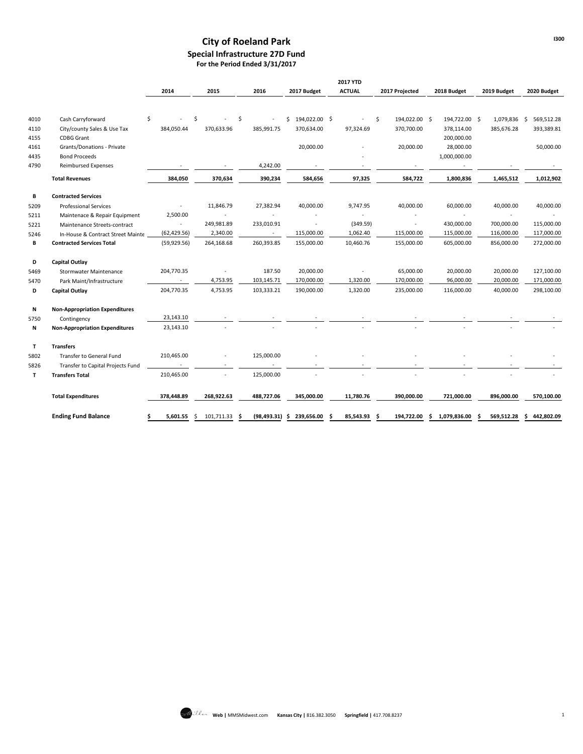# City of Roeland Park

## Special Infrastructure 27D Fund

### For the Period Ended 3/31/2017

| | | 2014 | 2015 | 2016 | 2017 Budget | 2017 YTD ACTUAL | 2017 Projected | 2018 Budget | 2019 Budget | 2020 Budget |
|---|---|---|---|---|---|---|---|---|---|---|
| 4010 | Cash Carryforward | $ - | $ - | $ - | $ 194,022.00 | $ - | $ 194,022.00 | $ 194,722.00 | $ 1,079,836 | $ 569,512.28 |
| 4110 | City/county Sales & Use Tax | 384,050.44 | 370,633.96 | 385,991.75 | 370,634.00 | 97,324.69 | 370,700.00 | 378,114.00 | 385,676.28 | 393,389.81 |
| 4155 | CDBG Grant | | | | | | | 200,000.00 | | |
| 4161 | Grants/Donations - Private | | | | 20,000.00 | - | 20,000.00 | 28,000.00 | | 50,000.00 |
| 4435 | Bond Proceeds | | | | | - | | 1,000,000.00 | | |
| 4790 | Reimbursed Expenses | - | - | 4,242.00 | - | - | - | - | - | - |
| | **Total Revenues** | **384,050** | **370,634** | **390,234** | **584,656** | **97,325** | **584,722** | **1,800,836** | **1,465,512** | **1,012,902** |
| **B** | **Contracted Services** | | | | | | | | | |
| 5209 | Professional Services | - | 11,846.79 | 27,382.94 | 40,000.00 | 9,747.95 | 40,000.00 | 60,000.00 | 40,000.00 | 40,000.00 |
| 5211 | Maintenace & Repair Equipment | 2,500.00 | - | - | - | - | - | - | - | - |
| 5221 | Maintenance Streets-contract | - | 249,981.89 | 233,010.91 | - | (349.59) | - | 430,000.00 | 700,000.00 | 115,000.00 |
| 5246 | In-House & Contract Street Mainte | (62,429.56) | 2,340.00 | - | 115,000.00 | 1,062.40 | 115,000.00 | 115,000.00 | 116,000.00 | 117,000.00 |
| **B** | **Contracted Services Total** | (59,929.56) | 264,168.68 | 260,393.85 | 155,000.00 | 10,460.76 | 155,000.00 | 605,000.00 | 856,000.00 | 272,000.00 |
| **D** | **Capital Outlay** | | | | | | | | | |
| 5469 | Stormwater Maintenance | 204,770.35 | - | 187.50 | 20,000.00 | - | 65,000.00 | 20,000.00 | 20,000.00 | 127,100.00 |
| 5470 | Park Maint/Infrastructure | - | 4,753.95 | 103,145.71 | 170,000.00 | 1,320.00 | 170,000.00 | 96,000.00 | 20,000.00 | 171,000.00 |
| **D** | **Capital Outlay** | 204,770.35 | 4,753.95 | 103,333.21 | 190,000.00 | 1,320.00 | 235,000.00 | 116,000.00 | 40,000.00 | 298,100.00 |
| **N** | **Non-Appropriation Expenditures** | | | | | | | | | |
| 5750 | Contingency | 23,143.10 | - | - | - | - | - | - | - | - |
| **N** | **Non-Appropriation Expenditures** | 23,143.10 | - | - | - | - | - | - | - | - |
| **T** | **Transfers** | | | | | | | | | |
| 5802 | Transfer to General Fund | 210,465.00 | - | 125,000.00 | - | - | - | - | - | - |
| 5826 | Transfer to Capital Projects Fund | - | - | - | - | - | - | - | - | - |
| **T** | **Transfers Total** | 210,465.00 | - | 125,000.00 | - | - | - | - | - | - |
| | **Total Expenditures** | **378,448.89** | **268,922.63** | **488,727.06** | **345,000.00** | **11,780.76** | **390,000.00** | **721,000.00** | **896,000.00** | **570,100.00** |
| | **Ending Fund Balance** | **$ 5,601.55** | **$ 101,711.33** | **$ (98,493.31)** | **$ 239,656.00** | **$ 85,543.93** | **$ 194,722.00** | **$ 1,079,836.00** | **$ 569,512.28** | **$ 442,802.09** |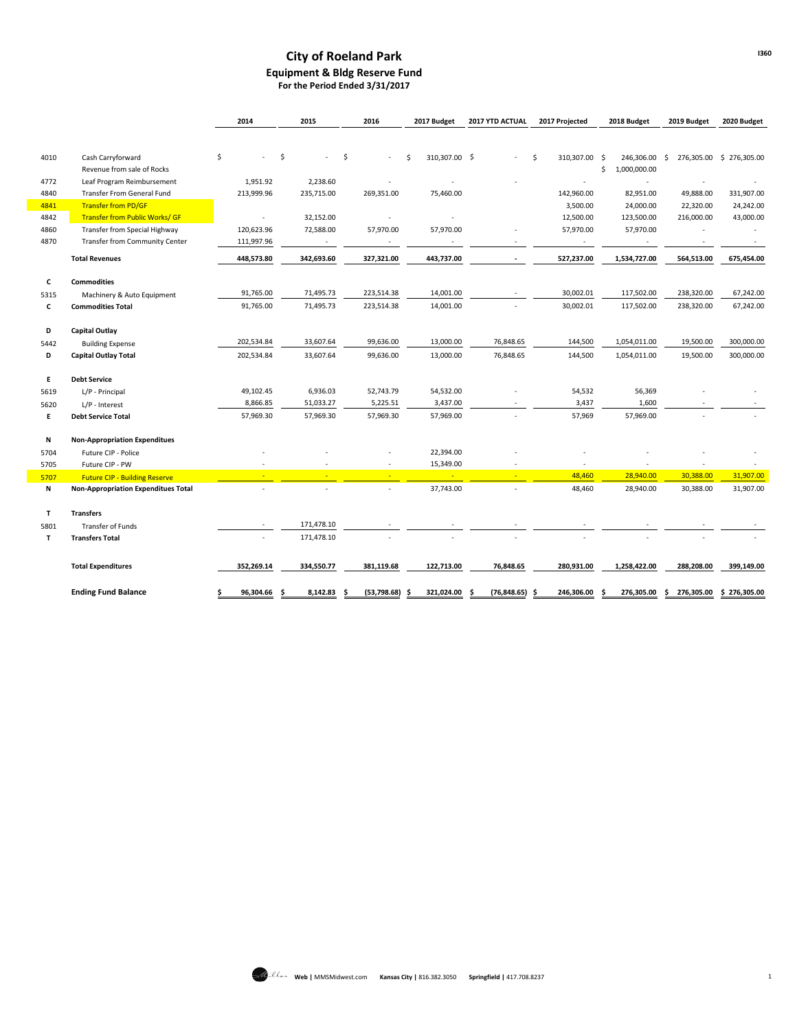# City of Roeland Park

## Equipment & Bldg Reserve Fund

### For the Period Ended 3/31/2017

| | | 2014 | 2015 | 2016 | 2017 Budget | 2017 YTD ACTUAL | 2017 Projected | 2018 Budget | 2019 Budget | 2020 Budget |
|---|---|---|---|---|---|---|---|---|---|---|
| 4010 | Cash Carryforward | $ - | $ - | $ - | $ 310,307.00 | $ - | $ 310,307.00 | $ 246,306.00 | $ 276,305.00 | $ 276,305.00 |
| | Revenue from sale of Rocks | | | | | | | $ 1,000,000.00 | | |
| 4772 | Leaf Program Reimbursement | 1,951.92 | 2,238.60 | - | - | - | - | - | - | - |
| 4840 | Transfer From General Fund | 213,999.96 | 235,715.00 | 269,351.00 | 75,460.00 | | 142,960.00 | 82,951.00 | 49,888.00 | 331,907.00 |
| 4841 | Transfer from PD/GF | | | | | | 3,500.00 | 24,000.00 | 22,320.00 | 24,242.00 |
| 4842 | Transfer from Public Works/ GF | - | 32,152.00 | - | - | | 12,500.00 | 123,500.00 | 216,000.00 | 43,000.00 |
| 4860 | Transfer from Special Highway | 120,623.96 | 72,588.00 | 57,970.00 | 57,970.00 | - | 57,970.00 | 57,970.00 | - | - |
| 4870 | Transfer from Community Center | 111,997.96 | - | - | - | - | - | - | - | - |
| | **Total Revenues** | **448,573.80** | **342,693.60** | **327,321.00** | **443,737.00** | **-** | **527,237.00** | **1,534,727.00** | **564,513.00** | **675,454.00** |
| **C** | **Commodities** | | | | | | | | | |
| 5315 | Machinery & Auto Equipment | 91,765.00 | 71,495.73 | 223,514.38 | 14,001.00 | - | 30,002.01 | 117,502.00 | 238,320.00 | 67,242.00 |
| **C** | **Commodities Total** | 91,765.00 | 71,495.73 | 223,514.38 | 14,001.00 | - | 30,002.01 | 117,502.00 | 238,320.00 | 67,242.00 |
| **D** | **Capital Outlay** | | | | | | | | | |
| 5442 | Building Expense | 202,534.84 | 33,607.64 | 99,636.00 | 13,000.00 | 76,848.65 | 144,500 | 1,054,011.00 | 19,500.00 | 300,000.00 |
| **D** | **Capital Outlay Total** | 202,534.84 | 33,607.64 | 99,636.00 | 13,000.00 | 76,848.65 | 144,500 | 1,054,011.00 | 19,500.00 | 300,000.00 |
| **E** | **Debt Service** | | | | | | | | | |
| 5619 | L/P - Principal | 49,102.45 | 6,936.03 | 52,743.79 | 54,532.00 | - | 54,532 | 56,369 | - | - |
| 5620 | L/P - Interest | 8,866.85 | 51,033.27 | 5,225.51 | 3,437.00 | - | 3,437 | 1,600 | - | - |
| **E** | **Debt Service Total** | 57,969.30 | 57,969.30 | 57,969.30 | 57,969.00 | - | 57,969 | 57,969.00 | - | - |
| **N** | **Non-Appropriation Expendiures** | | | | | | | | | |
| 5704 | Future CIP - Police | - | - | - | 22,394.00 | - | - | - | - | - |
| 5705 | Future CIP - PW | - | - | - | 15,349.00 | - | - | - | - | - |
| 5707 | Future CIP - Building Reserve | - | - | - | - | - | 48,460 | 28,940.00 | 30,388.00 | 31,907.00 |
| **N** | **Non-Appropriation Expenditues Total** | - | - | - | 37,743.00 | - | 48,460 | 28,940.00 | 30,388.00 | 31,907.00 |
| **T** | **Transfers** | | | | | | | | | |
| 5801 | Transfer of Funds | - | 171,478.10 | - | - | - | - | - | - | - |
| **T** | **Transfers Total** | - | 171,478.10 | - | - | - | - | - | - | - |
| | **Total Expenditures** | **352,269.14** | **334,550.77** | **381,119.68** | **122,713.00** | **76,848.65** | **280,931.00** | **1,258,422.00** | **288,208.00** | **399,149.00** |
| | **Ending Fund Balance** | **$ 96,304.66** | **$ 8,142.83** | **$ (53,798.68)** | **$ 321,024.00** | **$ (76,848.65)** | **$ 246,306.00** | **$ 276,305.00** | **$ 276,305.00** | **$ 276,305.00** |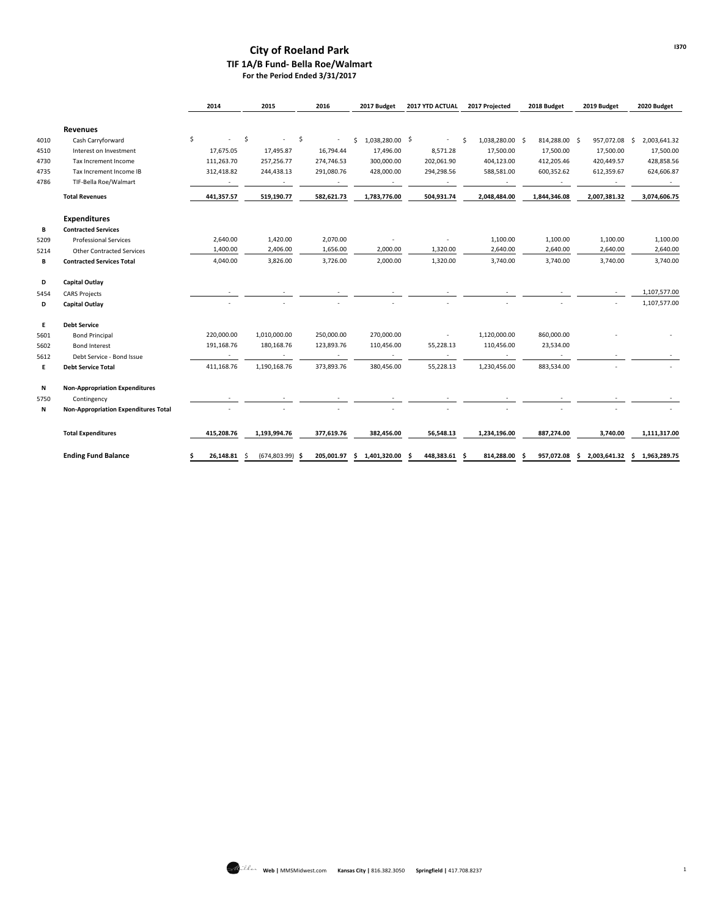# City of Roeland Park

## TIF 1A/B Fund- Bella Roe/Walmart

### For the Period Ended 3/31/2017

| | | 2014 | 2015 | 2016 | 2017 Budget | 2017 YTD ACTUAL | 2017 Projected | 2018 Budget | 2019 Budget | 2020 Budget |
|---|---|---|---|---|---|---|---|---|---|---|
| | **Revenues** | | | | | | | | | |
| 4010 | Cash Carryforward | $ - | $ - | $ - | $ 1,038,280.00 | $ - | $ 1,038,280.00 | $ 814,288.00 | $ 957,072.08 | $ 2,003,641.32 |
| 4510 | Interest on Investment | 17,675.05 | 17,495.87 | 16,794.44 | 17,496.00 | 8,571.28 | 17,500.00 | 17,500.00 | 17,500.00 | 17,500.00 |
| 4730 | Tax Increment Income | 111,263.70 | 257,256.77 | 274,746.53 | 300,000.00 | 202,061.90 | 404,123.00 | 412,205.46 | 420,449.57 | 428,858.56 |
| 4735 | Tax Increment Income IB | 312,418.82 | 244,438.13 | 291,080.76 | 428,000.00 | 294,298.56 | 588,581.00 | 600,352.62 | 612,359.67 | 624,606.87 |
| 4786 | TIF-Bella Roe/Walmart | - | - | - | - | - | - | - | - | - |
| | **Total Revenues** | **441,357.57** | **519,190.77** | **582,621.73** | **1,783,776.00** | **504,931.74** | **2,048,484.00** | **1,844,346.08** | **2,007,381.32** | **3,074,606.75** |
| | **Expenditures** | | | | | | | | | |
| **B** | **Contracted Services** | | | | | | | | | |
| 5209 | Professional Services | 2,640.00 | 1,420.00 | 2,070.00 | - | - | 1,100.00 | 1,100.00 | 1,100.00 | 1,100.00 |
| 5214 | Other Contracted Services | 1,400.00 | 2,406.00 | 1,656.00 | 2,000.00 | 1,320.00 | 2,640.00 | 2,640.00 | 2,640.00 | 2,640.00 |
| **B** | **Contracted Services Total** | 4,040.00 | 3,826.00 | 3,726.00 | 2,000.00 | 1,320.00 | 3,740.00 | 3,740.00 | 3,740.00 | 3,740.00 |
| **D** | **Capital Outlay** | | | | | | | | | |
| 5454 | CARS Projects | - | - | - | - | - | - | - | - | 1,107,577.00 |
| **D** | **Capital Outlay** | - | - | - | - | - | - | - | - | 1,107,577.00 |
| **E** | **Debt Service** | | | | | | | | | |
| 5601 | Bond Principal | 220,000.00 | 1,010,000.00 | 250,000.00 | 270,000.00 | - | 1,120,000.00 | 860,000.00 | - | - |
| 5602 | Bond Interest | 191,168.76 | 180,168.76 | 123,893.76 | 110,456.00 | 55,228.13 | 110,456.00 | 23,534.00 | | |
| 5612 | Debt Service - Bond Issue | - | - | - | - | - | - | - | - | - |
| **E** | **Debt Service Total** | 411,168.76 | 1,190,168.76 | 373,893.76 | 380,456.00 | 55,228.13 | 1,230,456.00 | 883,534.00 | - | - |
| **N** | **Non-Appropriation Expenditures** | | | | | | | | | |
| 5750 | Contingency | - | - | - | - | - | - | - | - | - |
| **N** | **Non-Appropriation Expenditures Total** | - | - | - | - | - | - | - | - | - |
| | **Total Expenditures** | **415,208.76** | **1,193,994.76** | **377,619.76** | **382,456.00** | **56,548.13** | **1,234,196.00** | **887,274.00** | **3,740.00** | **1,111,317.00** |
| | **Ending Fund Balance** | **$ 26,148.81** | **$ (674,803.99)** | **$ 205,001.97** | **$ 1,401,320.00** | **$ 448,383.61** | **$ 814,288.00** | **$ 957,072.08** | **$ 2,003,641.32** | **$ 1,963,289.75** |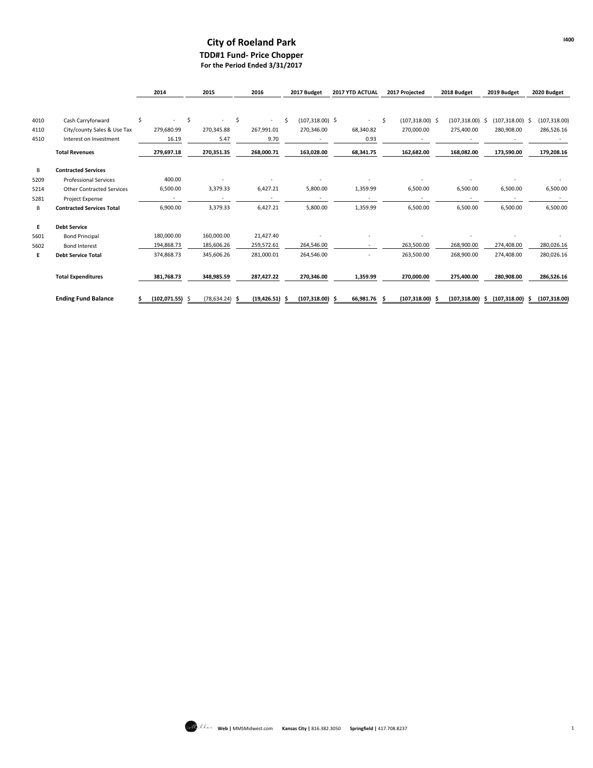# City of Roeland Park

## TDD#1 Fund- Price Chopper

### For the Period Ended 3/31/2017

| | | 2014 | 2015 | 2016 | 2017 Budget | 2017 YTD ACTUAL | 2017 Projected | 2018 Budget | 2019 Budget | 2020 Budget |
|---|---|---|---|---|---|---|---|---|---|---|
| 4010 | Cash Carryforward | $ - | $ - | $ - | $ (107,318.00) | $ - | $ (107,318.00) | $ (107,318.00) | $ (107,318.00) | $ (107,318.00) |
| 4110 | City/county Sales & Use Tax | 279,680.99 | 270,345.88 | 267,991.01 | 270,346.00 | 68,340.82 | 270,000.00 | 275,400.00 | 280,908.00 | 286,526.16 |
| 4510 | Interest on Investment | 16.19 | 5.47 | 9.70 | - | 0.93 | - | - | - | - |
| | **Total Revenues** | **279,697.18** | **270,351.35** | **268,000.71** | **163,028.00** | **68,341.75** | **162,682.00** | **168,082.00** | **173,590.00** | **179,208.16** |
| B | **Contracted Services** | | | | | | | | | |
| 5209 | Professional Services | 400.00 | - | - | - | - | - | - | - | - |
| 5214 | Other Contracted Services | 6,500.00 | 3,379.33 | 6,427.21 | 5,800.00 | 1,359.99 | 6,500.00 | 6,500.00 | 6,500.00 | 6,500.00 |
| 5281 | Project Expense | - | - | - | - | - | - | - | - | - |
| B | **Contracted Services Total** | 6,900.00 | 3,379.33 | 6,427.21 | 5,800.00 | 1,359.99 | 6,500.00 | 6,500.00 | 6,500.00 | 6,500.00 |
| **E** | **Debt Service** | | | | | | | | | |
| 5601 | Bond Principal | 180,000.00 | 160,000.00 | 21,427.40 | - | - | - | - | - | - |
| 5602 | Bond Interest | 194,868.73 | 185,606.26 | 259,572.61 | 264,546.00 | - | 263,500.00 | 268,900.00 | 274,408.00 | 280,026.16 |
| **E** | **Debt Service Total** | 374,868.73 | 345,606.26 | 281,000.01 | 264,546.00 | - | 263,500.00 | 268,900.00 | 274,408.00 | 280,026.16 |
| | **Total Expenditures** | **381,768.73** | **348,985.59** | **287,427.22** | **270,346.00** | **1,359.99** | **270,000.00** | **275,400.00** | **280,908.00** | **286,526.16** |
| | **Ending Fund Balance** | **$ (102,071.55)** | **$ (78,634.24)** | **$ (19,426.51)** | **$ (107,318.00)** | **$ 66,981.76** | **$ (107,318.00)** | **$ (107,318.00)** | **$ (107,318.00)** | **$ (107,318.00)** |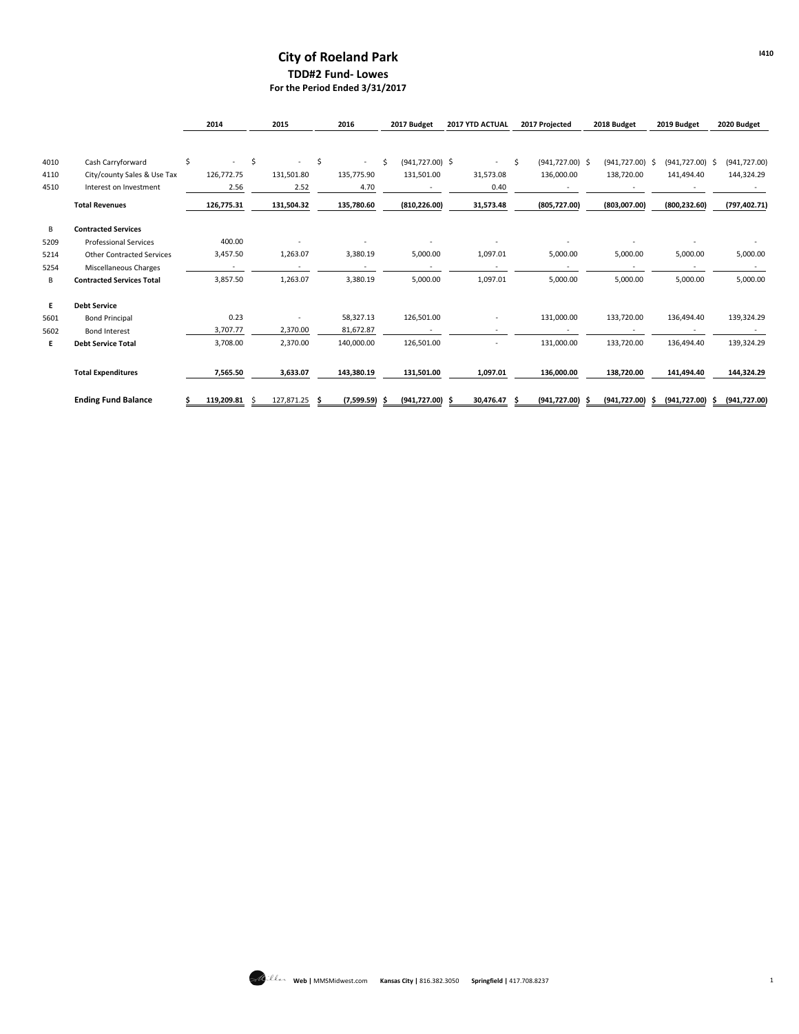# City of Roeland Park

## TDD#2 Fund- Lowes

### For the Period Ended 3/31/2017

| | | 2014 | 2015 | 2016 | 2017 Budget | 2017 YTD ACTUAL | 2017 Projected | 2018 Budget | 2019 Budget | 2020 Budget |
|---|---|---|---|---|---|---|---|---|---|---|
| 4010 | Cash Carryforward | $ - | $ - | $ - | $ (941,727.00) | $ - | $ (941,727.00) | $ (941,727.00) | $ (941,727.00) | $ (941,727.00) |
| 4110 | City/county Sales & Use Tax | 126,772.75 | 131,501.80 | 135,775.90 | 131,501.00 | 31,573.08 | 136,000.00 | 138,720.00 | 141,494.40 | 144,324.29 |
| 4510 | Interest on Investment | 2.56 | 2.52 | 4.70 | - | 0.40 | - | - | - | - |
| | **Total Revenues** | **126,775.31** | **131,504.32** | **135,780.60** | **(810,226.00)** | **31,573.48** | **(805,727.00)** | **(803,007.00)** | **(800,232.60)** | **(797,402.71)** |
| B | **Contracted Services** | | | | | | | | | |
| 5209 | Professional Services | 400.00 | - | - | - | - | - | - | - | - |
| 5214 | Other Contracted Services | 3,457.50 | 1,263.07 | 3,380.19 | 5,000.00 | 1,097.01 | 5,000.00 | 5,000.00 | 5,000.00 | 5,000.00 |
| 5254 | Miscellaneous Charges | - | - | - | - | - | - | - | - | - |
| B | **Contracted Services Total** | 3,857.50 | 1,263.07 | 3,380.19 | 5,000.00 | 1,097.01 | 5,000.00 | 5,000.00 | 5,000.00 | 5,000.00 |
| **E** | **Debt Service** | | | | | | | | | |
| 5601 | Bond Principal | 0.23 | - | 58,327.13 | 126,501.00 | - | 131,000.00 | 133,720.00 | 136,494.40 | 139,324.29 |
| 5602 | Bond Interest | 3,707.77 | 2,370.00 | 81,672.87 | - | - | - | - | - | - |
| **E** | **Debt Service Total** | 3,708.00 | 2,370.00 | 140,000.00 | 126,501.00 | - | 131,000.00 | 133,720.00 | 136,494.40 | 139,324.29 |
| | **Total Expenditures** | **7,565.50** | **3,633.07** | **143,380.19** | **131,501.00** | **1,097.01** | **136,000.00** | **138,720.00** | **141,494.40** | **144,324.29** |
| | **Ending Fund Balance** | **$ 119,209.81** | **$ 127,871.25** | **$ (7,599.59)** | **$ (941,727.00)** | **$ 30,476.47** | **$ (941,727.00)** | **$ (941,727.00)** | **$ (941,727.00)** | **$ (941,727.00)** |

**Web** | MMSMidwest.com **Kansas City** | 816.382.3050 **Springfield** | 417.708.8237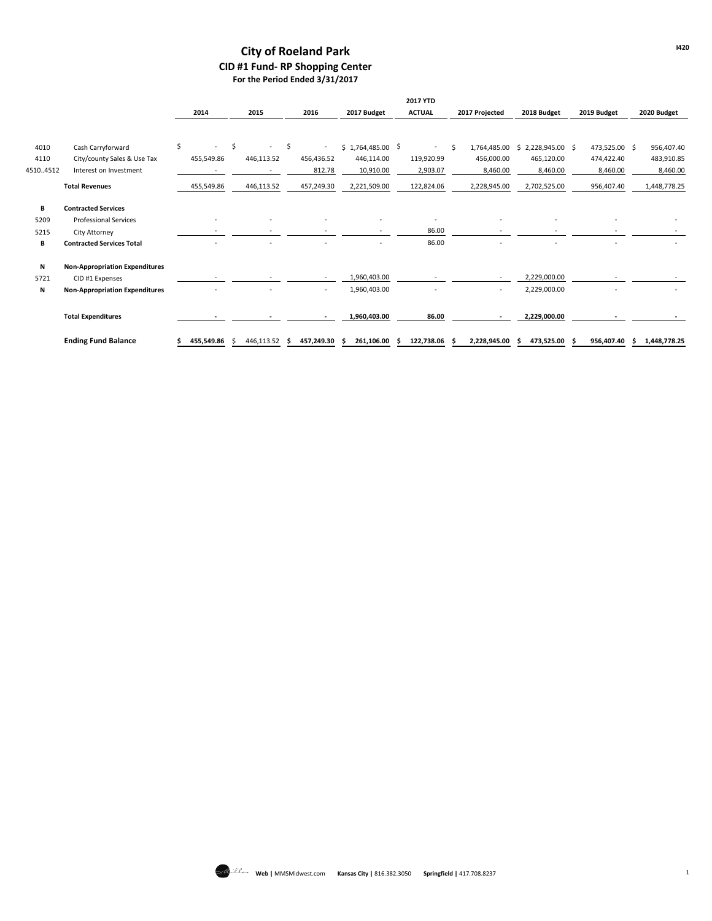# City of Roeland Park

## CID #1 Fund- RP Shopping Center

### For the Period Ended 3/31/2017

| | | 2014 | 2015 | 2016 | 2017 Budget | 2017 YTD ACTUAL | 2017 Projected | 2018 Budget | 2019 Budget | 2020 Budget |
|---|---|---|---|---|---|---|---|---|---|---|
| 4010 | Cash Carryforward | $ - | $ - | $ - | $ 1,764,485.00 | $ - | $ 1,764,485.00 | $ 2,228,945.00 | $ 473,525.00 | $ 956,407.40 |
| 4110 | City/county Sales & Use Tax | 455,549.86 | 446,113.52 | 456,436.52 | 446,114.00 | 119,920.99 | 456,000.00 | 465,120.00 | 474,422.40 | 483,910.85 |
| 4510..4512 | Interest on Investment | - | - | 812.78 | 10,910.00 | 2,903.07 | 8,460.00 | 8,460.00 | 8,460.00 | 8,460.00 |
| | **Total Revenues** | 455,549.86 | 446,113.52 | 457,249.30 | 2,221,509.00 | 122,824.06 | 2,228,945.00 | 2,702,525.00 | 956,407.40 | 1,448,778.25 |
| **B** | **Contracted Services** | | | | | | | | | |
| 5209 | Professional Services | - | - | - | - | - | - | - | - | - |
| 5215 | City Attorney | - | - | - | - | 86.00 | - | - | - | - |
| **B** | **Contracted Services Total** | - | - | - | - | 86.00 | - | - | - | - |
| **N** | **Non-Appropriation Expenditures** | | | | | | | | | |
| 5721 | CID #1 Expenses | - | - | - | 1,960,403.00 | - | - | 2,229,000.00 | - | - |
| **N** | **Non-Appropriation Expenditures** | - | - | - | 1,960,403.00 | - | - | 2,229,000.00 | - | - |
| | **Total Expenditures** | **-** | **-** | **-** | **1,960,403.00** | **86.00** | **-** | **2,229,000.00** | **-** | **-** |
| | **Ending Fund Balance** | **$ 455,549.86** | $ 446,113.52 | **$ 457,249.30** | **$ 261,106.00** | **$ 122,738.06** | **$ 2,228,945.00** | **$ 473,525.00** | **$ 956,407.40** | **$ 1,448,778.25** |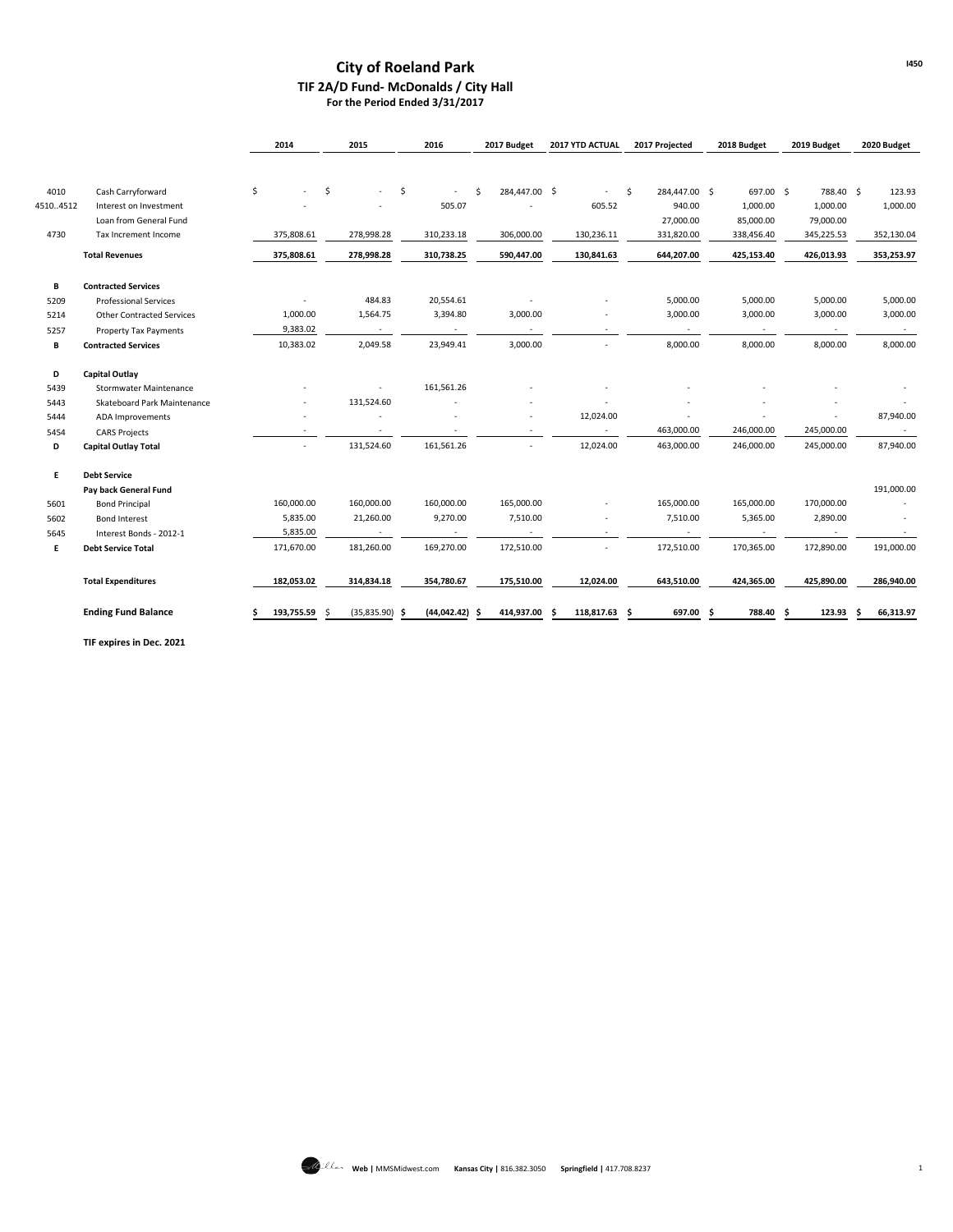# City of Roeland Park
## TIF 2A/D Fund- McDonalds / City Hall
### For the Period Ended 3/31/2017

| | | 2014 | 2015 | 2016 | 2017 Budget | 2017 YTD ACTUAL | 2017 Projected | 2018 Budget | 2019 Budget | 2020 Budget |
|---|---|---|---|---|---|---|---|---|---|---|
| 4010 | Cash Carryforward | $ - | $ - | $ - | $ 284,447.00 | $ - | $ 284,447.00 | $ 697.00 | $ 788.40 | $ 123.93 |
| 4510..4512 | Interest on Investment | - | - | 505.07 | - | 605.52 | 940.00 | 1,000.00 | 1,000.00 | 1,000.00 |
| | Loan from General Fund | | | | | | 27,000.00 | 85,000.00 | 79,000.00 | |
| 4730 | Tax Increment Income | 375,808.61 | 278,998.28 | 310,233.18 | 306,000.00 | 130,236.11 | 331,820.00 | 338,456.40 | 345,225.53 | 352,130.04 |
| | **Total Revenues** | **375,808.61** | **278,998.28** | **310,738.25** | **590,447.00** | **130,841.63** | **644,207.00** | **425,153.40** | **426,013.93** | **353,253.97** |
| **B** | **Contracted Services** | | | | | | | | | |
| 5209 | Professional Services | - | 484.83 | 20,554.61 | - | - | 5,000.00 | 5,000.00 | 5,000.00 | 5,000.00 |
| 5214 | Other Contracted Services | 1,000.00 | 1,564.75 | 3,394.80 | 3,000.00 | - | 3,000.00 | 3,000.00 | 3,000.00 | 3,000.00 |
| 5257 | Property Tax Payments | 9,383.02 | - | - | - | - | - | - | - | - |
| **B** | **Contracted Services** | 10,383.02 | 2,049.58 | 23,949.41 | 3,000.00 | - | 8,000.00 | 8,000.00 | 8,000.00 | 8,000.00 |
| **D** | **Capital Outlay** | | | | | | | | | |
| 5439 | Stormwater Maintenance | - | - | 161,561.26 | - | - | - | - | - | - |
| 5443 | Skateboard Park Maintenance | - | 131,524.60 | - | - | - | - | - | - | - |
| 5444 | ADA Improvements | - | - | - | - | 12,024.00 | - | - | - | 87,940.00 |
| 5454 | CARS Projects | - | - | - | - | - | 463,000.00 | 246,000.00 | 245,000.00 | - |
| **D** | **Capital Outlay Total** | - | 131,524.60 | 161,561.26 | - | 12,024.00 | 463,000.00 | 246,000.00 | 245,000.00 | 87,940.00 |
| **E** | **Debt Service** | | | | | | | | | |
| | **Pay back General Fund** | | | | | | | | | 191,000.00 |
| 5601 | Bond Principal | 160,000.00 | 160,000.00 | 160,000.00 | 165,000.00 | - | 165,000.00 | 165,000.00 | 170,000.00 | - |
| 5602 | Bond Interest | 5,835.00 | 21,260.00 | 9,270.00 | 7,510.00 | - | 7,510.00 | 5,365.00 | 2,890.00 | - |
| 5645 | Interest Bonds - 2012-1 | 5,835.00 | - | - | - | - | - | - | - | - |
| **E** | **Debt Service Total** | 171,670.00 | 181,260.00 | 169,270.00 | 172,510.00 | - | 172,510.00 | 170,365.00 | 172,890.00 | 191,000.00 |
| | **Total Expenditures** | **182,053.02** | **314,834.18** | **354,780.67** | **175,510.00** | **12,024.00** | **643,510.00** | **424,365.00** | **425,890.00** | **286,940.00** |
| | **Ending Fund Balance** | **$ 193,755.59** | **$ (35,835.90)** | **$ (44,042.42)** | **$ 414,937.00** | **$ 118,817.63** | **$ 697.00** | **$ 788.40** | **$ 123.93** | **$ 66,313.97** |

**TIF expires in Dec. 2021**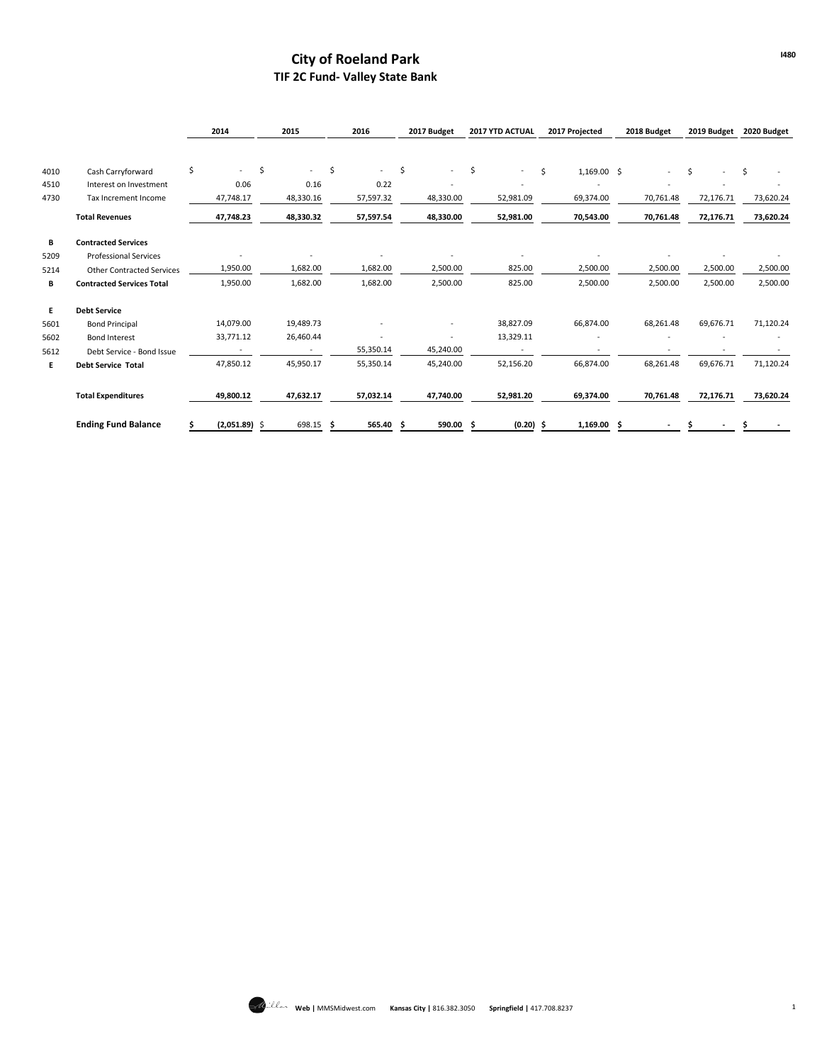# City of Roeland Park

## TIF 2C Fund- Valley State Bank

| | | 2014 | 2015 | 2016 | 2017 Budget | 2017 YTD ACTUAL | 2017 Projected | 2018 Budget | 2019 Budget | 2020 Budget |
|---|---|---|---|---|---|---|---|---|---|---|
| 4010 | Cash Carryforward | $ - | $ - | $ - | $ - | $ - | $ 1,169.00 | $ - | $ - | $ - |
| 4510 | Interest on Investment | 0.06 | 0.16 | 0.22 | - | - | - | - | - | - |
| 4730 | Tax Increment Income | 47,748.17 | 48,330.16 | 57,597.32 | 48,330.00 | 52,981.09 | 69,374.00 | 70,761.48 | 72,176.71 | 73,620.24 |
| | **Total Revenues** | **47,748.23** | **48,330.32** | **57,597.54** | **48,330.00** | **52,981.00** | **70,543.00** | **70,761.48** | **72,176.71** | **73,620.24** |
| **B** | **Contracted Services** | | | | | | | | | |
| 5209 | Professional Services | - | - | - | - | - | - | - | - | - |
| 5214 | Other Contracted Services | 1,950.00 | 1,682.00 | 1,682.00 | 2,500.00 | 825.00 | 2,500.00 | 2,500.00 | 2,500.00 | 2,500.00 |
| **B** | **Contracted Services Total** | 1,950.00 | 1,682.00 | 1,682.00 | 2,500.00 | 825.00 | 2,500.00 | 2,500.00 | 2,500.00 | 2,500.00 |
| **E** | **Debt Service** | | | | | | | | | |
| 5601 | Bond Principal | 14,079.00 | 19,489.73 | - | - | 38,827.09 | 66,874.00 | 68,261.48 | 69,676.71 | 71,120.24 |
| 5602 | Bond Interest | 33,771.12 | 26,460.44 | - | - | 13,329.11 | - | - | - | - |
| 5612 | Debt Service - Bond Issue | - | - | 55,350.14 | 45,240.00 | - | - | - | - | - |
| **E** | **Debt Service Total** | 47,850.12 | 45,950.17 | 55,350.14 | 45,240.00 | 52,156.20 | 66,874.00 | 68,261.48 | 69,676.71 | 71,120.24 |
| | **Total Expenditures** | **49,800.12** | **47,632.17** | **57,032.14** | **47,740.00** | **52,981.20** | **69,374.00** | **70,761.48** | **72,176.71** | **73,620.24** |
| | **Ending Fund Balance** | **$ (2,051.89)** | $ 698.15 | **$ 565.40** | **$ 590.00** | **$ (0.20)** | **$ 1,169.00** | **$ -** | **$ -** | **$ -** |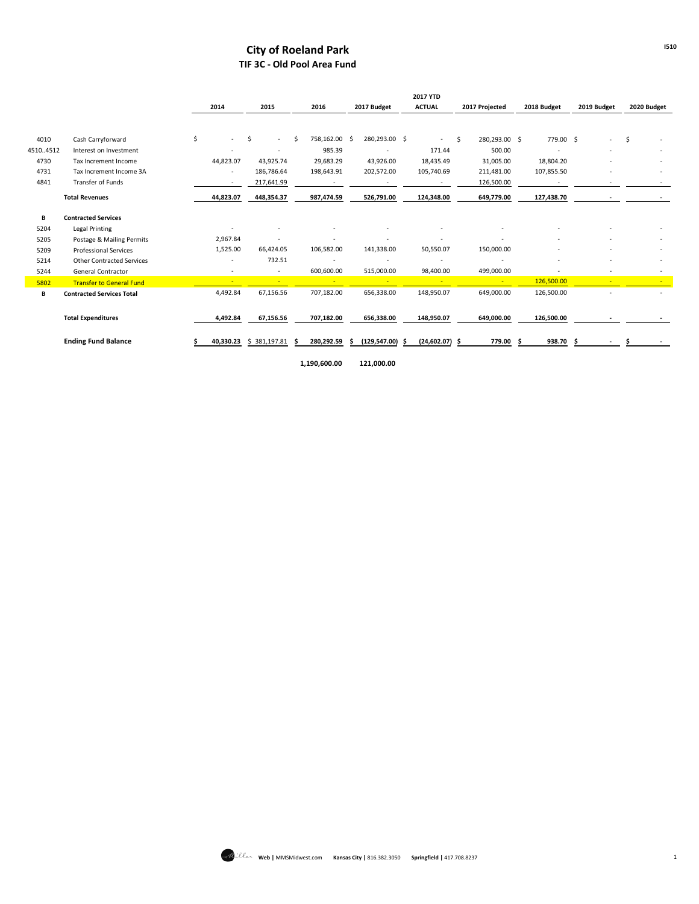# City of Roeland Park

## TIF 3C - Old Pool Area Fund

| | | 2014 | 2015 | 2016 | 2017 Budget | 2017 YTD ACTUAL | 2017 Projected | 2018 Budget | 2019 Budget | 2020 Budget |
|---|---|---|---|---|---|---|---|---|---|---|
| 4010 | Cash Carryforward | $ - | $ - | $ 758,162.00 | $ 280,293.00 | $ - | $ 280,293.00 | $ 779.00 | $ - | $ - |
| 4510..4512 | Interest on Investment | - | - | 985.39 | - | 171.44 | 500.00 | - | - | - |
| 4730 | Tax Increment Income | 44,823.07 | 43,925.74 | 29,683.29 | 43,926.00 | 18,435.49 | 31,005.00 | 18,804.20 | - | - |
| 4731 | Tax Increment Income 3A | - | 186,786.64 | 198,643.91 | 202,572.00 | 105,740.69 | 211,481.00 | 107,855.50 | - | - |
| 4841 | Transfer of Funds | - | 217,641.99 | - | - | - | 126,500.00 | - | - | - |
| | **Total Revenues** | **44,823.07** | **448,354.37** | **987,474.59** | **526,791.00** | **124,348.00** | **649,779.00** | **127,438.70** | **-** | **-** |
| **B** | **Contracted Services** | | | | | | | | | |
| 5204 | Legal Printing | - | - | - | - | - | - | - | - | - |
| 5205 | Postage & Mailing Permits | 2,967.84 | - | - | - | - | - | - | - | - |
| 5209 | Professional Services | 1,525.00 | 66,424.05 | 106,582.00 | 141,338.00 | 50,550.07 | 150,000.00 | - | - | - |
| 5214 | Other Contracted Services | - | 732.51 | - | - | - | - | - | - | - |
| 5244 | General Contractor | - | - | 600,600.00 | 515,000.00 | 98,400.00 | 499,000.00 | - | - | - |
| 5802 | Transfer to General Fund | - | - | - | - | - | - | 126,500.00 | - | - |
| **B** | **Contracted Services Total** | 4,492.84 | 67,156.56 | 707,182.00 | 656,338.00 | 148,950.07 | 649,000.00 | 126,500.00 | - | - |
| | **Total Expenditures** | **4,492.84** | **67,156.56** | **707,182.00** | **656,338.00** | **148,950.07** | **649,000.00** | **126,500.00** | **-** | **-** |
| | **Ending Fund Balance** | **$ 40,330.23** | **$ 381,197.81** | **$ 280,292.59** | **$ (129,547.00)** | **$ (24,602.07)** | **$ 779.00** | **$ 938.70** | **$ -** | **$ -** |
| | | | | **1,190,600.00** | **121,000.00** | | | | | |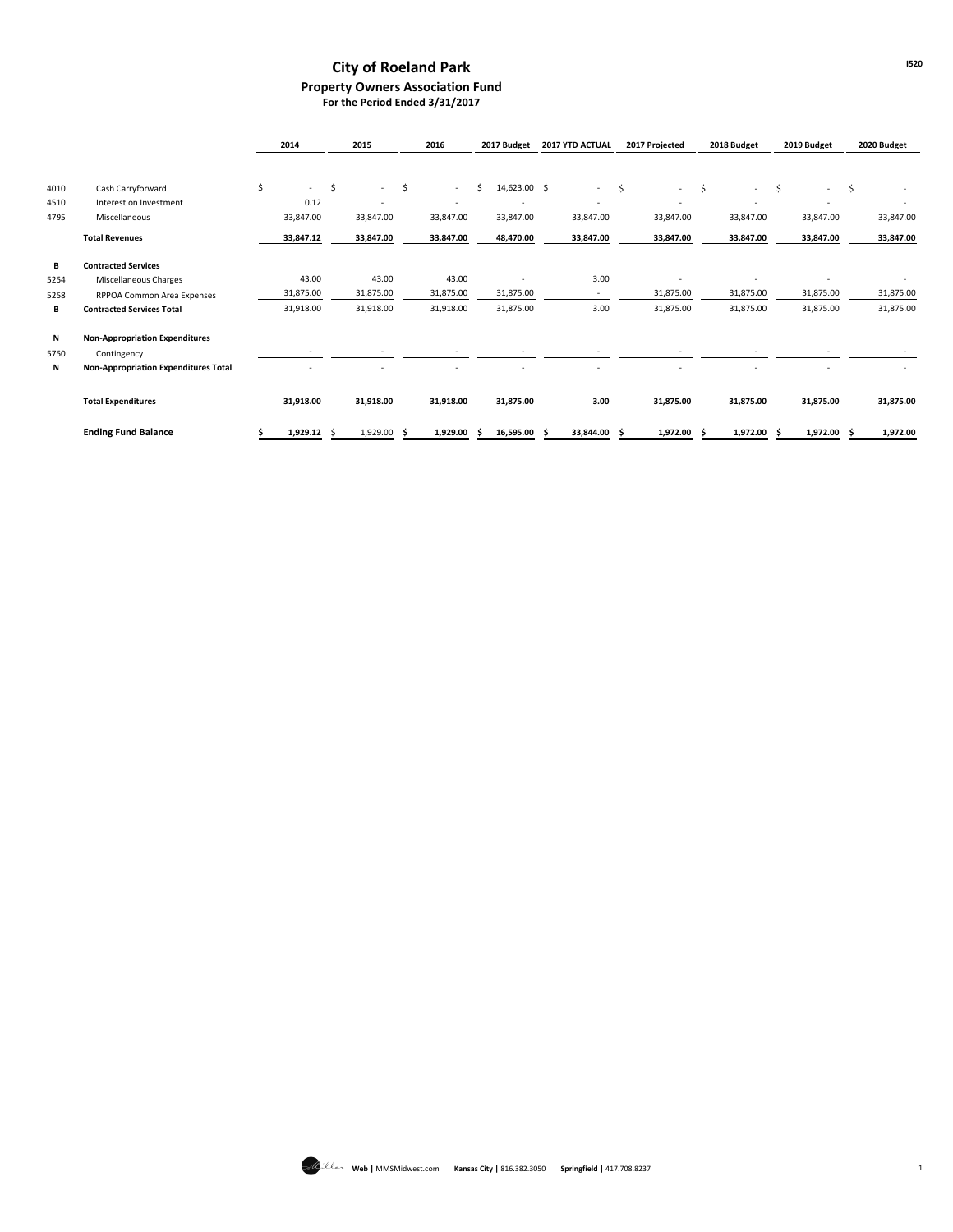# City of Roeland Park

## Property Owners Association Fund

### For the Period Ended 3/31/2017

I520

| | | 2014 | 2015 | 2016 | 2017 Budget | 2017 YTD ACTUAL | 2017 Projected | 2018 Budget | 2019 Budget | 2020 Budget |
|---|---|---|---|---|---|---|---|---|---|---|
| 4010 | Cash Carryforward | $ - | $ - | $ - | $ 14,623.00 | $ - | $ - | $ - | $ - | $ - |
| 4510 | Interest on Investment | 0.12 | - | - | - | - | - | - | - | - |
| 4795 | Miscellaneous | 33,847.00 | 33,847.00 | 33,847.00 | 33,847.00 | 33,847.00 | 33,847.00 | 33,847.00 | 33,847.00 | 33,847.00 |
| | **Total Revenues** | **33,847.12** | **33,847.00** | **33,847.00** | **48,470.00** | **33,847.00** | **33,847.00** | **33,847.00** | **33,847.00** | **33,847.00** |
| **B** | **Contracted Services** | | | | | | | | | |
| 5254 | Miscellaneous Charges | 43.00 | 43.00 | 43.00 | - | 3.00 | - | - | - | - |
| 5258 | RPPOA Common Area Expenses | 31,875.00 | 31,875.00 | 31,875.00 | 31,875.00 | - | 31,875.00 | 31,875.00 | 31,875.00 | 31,875.00 |
| **B** | **Contracted Services Total** | 31,918.00 | 31,918.00 | 31,918.00 | 31,875.00 | 3.00 | 31,875.00 | 31,875.00 | 31,875.00 | 31,875.00 |
| **N** | **Non-Appropriation Expenditures** | | | | | | | | | |
| 5750 | Contingency | - | - | - | - | - | - | - | - | - |
| **N** | **Non-Appropriation Expenditures Total** | - | - | - | - | - | - | - | - | - |
| | **Total Expenditures** | **31,918.00** | **31,918.00** | **31,918.00** | **31,875.00** | **3.00** | **31,875.00** | **31,875.00** | **31,875.00** | **31,875.00** |
| | **Ending Fund Balance** | **$ 1,929.12** | $ 1,929.00 | **$ 1,929.00** | **$ 16,595.00** | **$ 33,844.00** | **$ 1,972.00** | **$ 1,972.00** | **$ 1,972.00** | **$ 1,972.00** |

Web | MMSMidwest.com Kansas City | 816.382.3050 Springfield | 417.708.8237